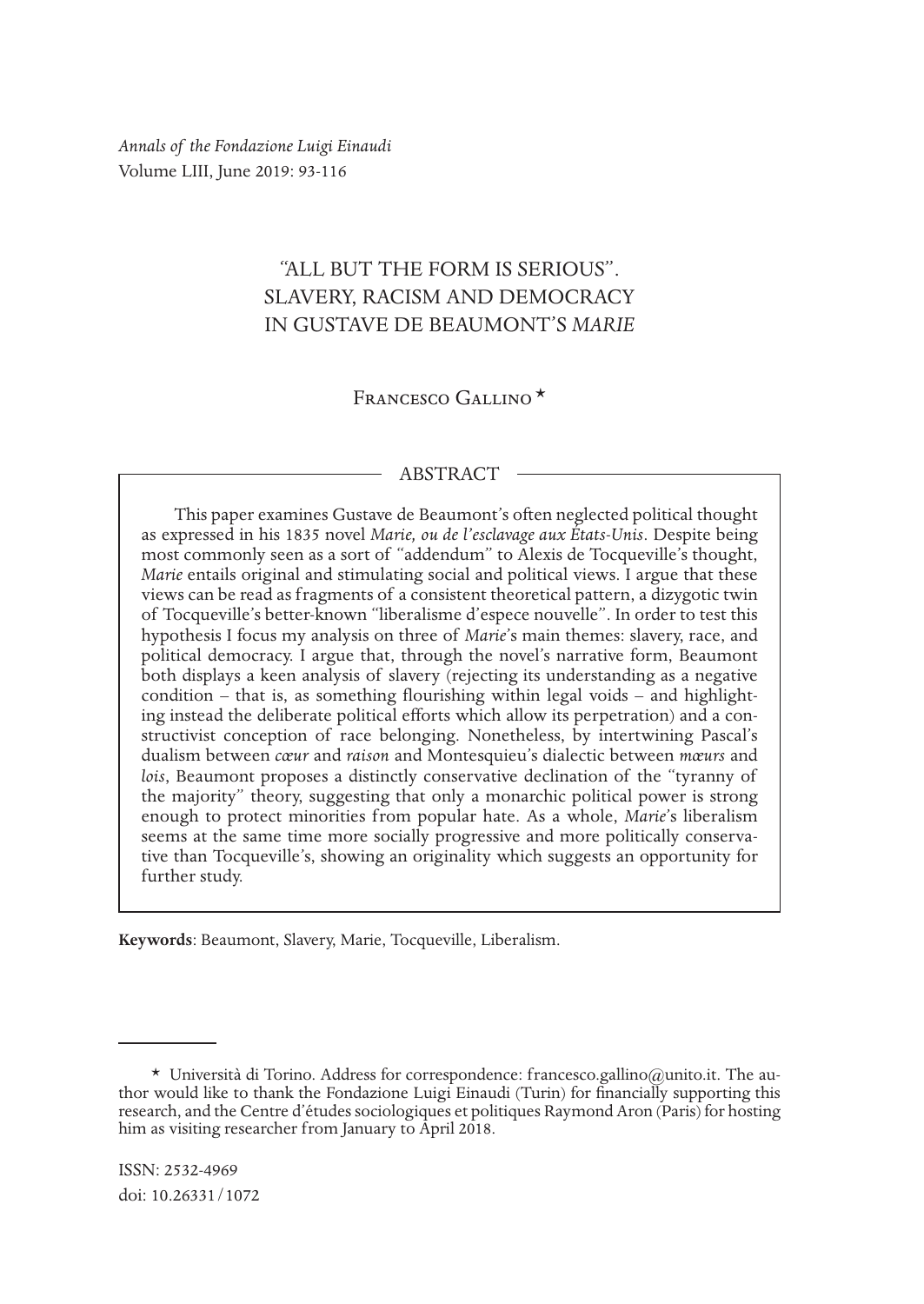*Annals of the Fondazione Luigi Einaudi*
Volume LIII, June 2019: 93-116

# "ALL BUT THE FORM IS SERIOUS". SLAVERY, RACISM AND DEMOCRACY IN GUSTAVE DE BEAUMONT'S *MARIE*

Francesco Gallino *

## ABSTRACT

This paper examines Gustave de Beaumont's often neglected political thought as expressed in his 1835 novel *Marie, ou de l'esclavage aux États-Unis*. Despite being most commonly seen as a sort of "addendum" to Alexis de Tocqueville's thought, *Marie* entails original and stimulating social and political views. I argue that these views can be read as fragments of a consistent theoretical pattern, a dizygotic twin of Tocqueville's better-known "liberalisme d'espece nouvelle". In order to test this hypothesis I focus my analysis on three of *Marie*'s main themes: slavery, race, and political democracy. I argue that, through the novel's narrative form, Beaumont both displays a keen analysis of slavery (rejecting its understanding as a negative condition – that is, as something flourishing within legal voids – and highlighting instead the deliberate political efforts which allow its perpetration) and a constructivist conception of race belonging. Nonetheless, by intertwining Pascal's dualism between *cœur* and *raison* and Montesquieu's dialectic between *mœurs* and *lois*, Beaumont proposes a distinctly conservative declination of the "tyranny of the majority" theory, suggesting that only a monarchic political power is strong enough to protect minorities from popular hate. As a whole, *Marie*'s liberalism seems at the same time more socially progressive and more politically conservative than Tocqueville's, showing an originality which suggests an opportunity for further study.

**Keywords**: Beaumont, Slavery, Marie, Tocqueville, Liberalism.

---

* Università di Torino. Address for correspondence: francesco.gallino@unito.it. The author would like to thank the Fondazione Luigi Einaudi (Turin) for financially supporting this research, and the Centre d'études sociologiques et politiques Raymond Aron (Paris) for hosting him as visiting researcher from January to April 2018.

ISSN: 2532-4969
doi: 10.26331/1072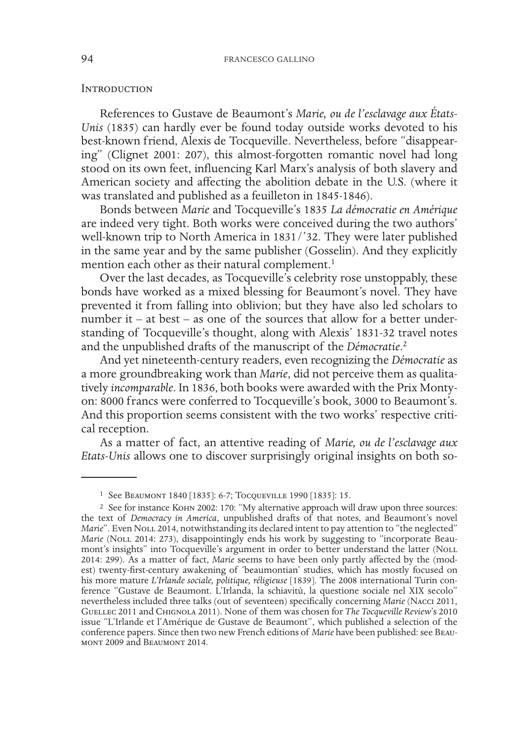## Introduction

References to Gustave de Beaumont's *Marie, ou de l'esclavage aux États-Unis* (1835) can hardly ever be found today outside works devoted to his best-known friend, Alexis de Tocqueville. Nevertheless, before "disappearing" (Clignet 2001: 207), this almost-forgotten romantic novel had long stood on its own feet, influencing Karl Marx's analysis of both slavery and American society and affecting the abolition debate in the U.S. (where it was translated and published as a feuilleton in 1845-1846).

Bonds between *Marie* and Tocqueville's 1835 *La démocratie en Amérique* are indeed very tight. Both works were conceived during the two authors' well-known trip to North America in 1831/'32. They were later published in the same year and by the same publisher (Gosselin). And they explicitly mention each other as their natural complement.[1]

Over the last decades, as Tocqueville's celebrity rose unstoppably, these bonds have worked as a mixed blessing for Beaumont's novel. They have prevented it from falling into oblivion; but they have also led scholars to number it – at best – as one of the sources that allow for a better understanding of Tocqueville's thought, along with Alexis' 1831-32 travel notes and the unpublished drafts of the manuscript of the *Démocratie*.[2]

And yet nineteenth-century readers, even recognizing the *Démocratie* as a more groundbreaking work than *Marie*, did not perceive them as qualitatively *incomparable*. In 1836, both books were awarded with the Prix Montyon: 8000 francs were conferred to Tocqueville's book, 3000 to Beaumont's. And this proportion seems consistent with the two works' respective critical reception.

As a matter of fact, an attentive reading of *Marie, ou de l'esclavage aux Etats-Unis* allows one to discover surprisingly original insights on both so-

---

[1] See Beaumont 1840 [1835]: 6-7; Tocqueville 1990 [1835]: 15.

[2] See for instance Kohn 2002: 170: "My alternative approach will draw upon three sources: the text of *Democracy in America*, unpublished drafts of that notes, and Beaumont's novel *Marie*". Even Noll 2014, notwithstanding its declared intent to pay attention to "the neglected" *Marie* (Noll 2014: 273), disappointingly ends his work by suggesting to "incorporate Beaumont's insights" into Tocqueville's argument in order to better understand the latter (Noll 2014: 299). As a matter of fact, *Marie* seems to have been only partly affected by the (modest) twenty-first-century awakening of 'beaumontian' studies, which has mostly focused on his more mature *L'Irlande sociale, politique, réligieuse* [1839]. The 2008 international Turin conference "Gustave de Beaumont. L'Irlanda, la schiavitù, la questione sociale nel XIX secolo" nevertheless included three talks (out of seventeen) specifically concerning *Marie* (Nacci 2011, Guellec 2011 and Chignola 2011). None of them was chosen for *The Tocqueville Review*'s 2010 issue "L'Irlande et l'Amérique de Gustave de Beaumont", which published a selection of the conference papers. Since then two new French editions of *Marie* have been published: see Beaumont 2009 and Beaumont 2014.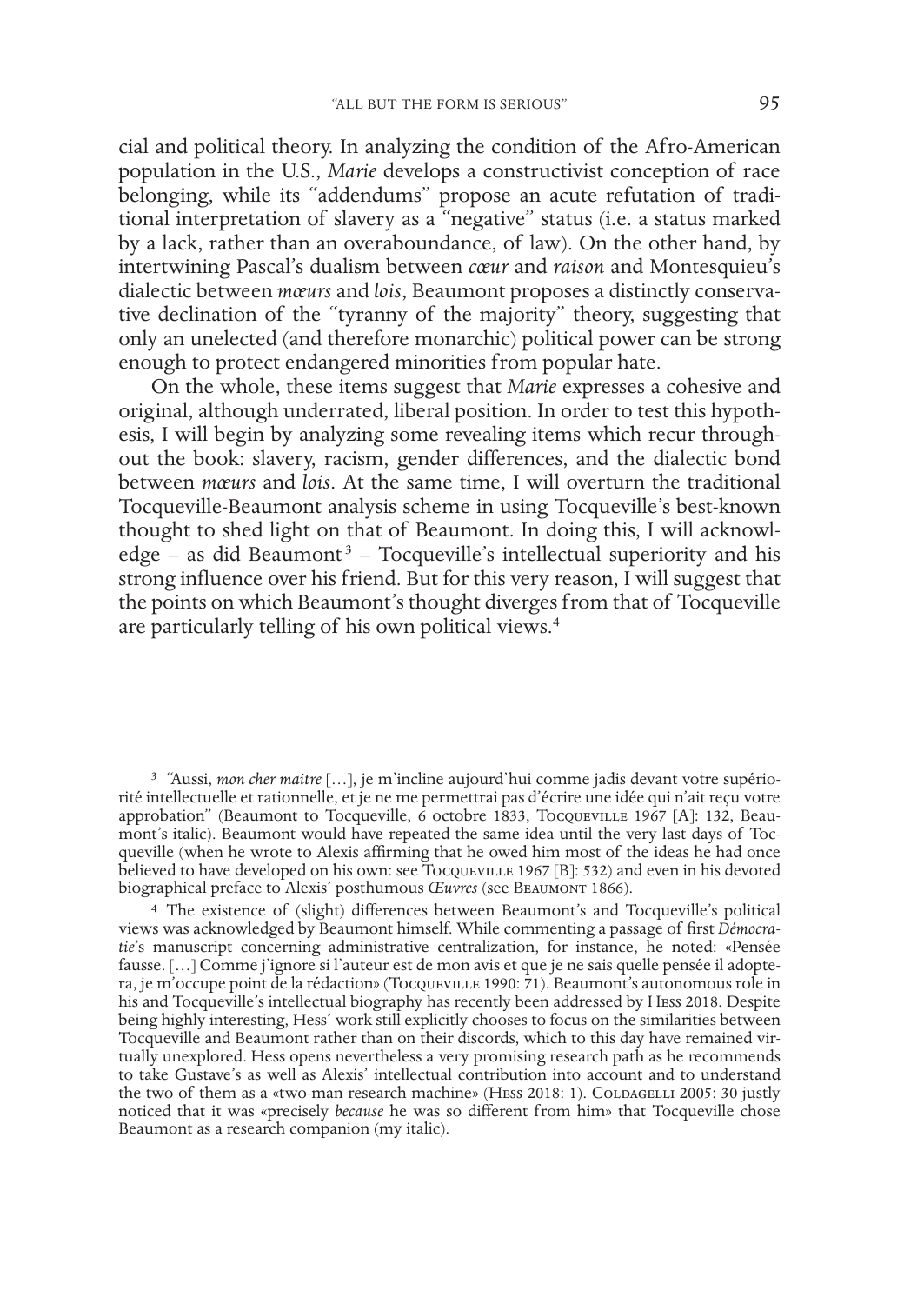cial and political theory. In analyzing the condition of the Afro-American population in the U.S., *Marie* develops a constructivist conception of race belonging, while its "addendums" propose an acute refutation of traditional interpretation of slavery as a "negative" status (i.e. a status marked by a lack, rather than an overaboundance, of law). On the other hand, by intertwining Pascal's dualism between *cœur* and *raison* and Montesquieu's dialectic between *mœurs* and *lois*, Beaumont proposes a distinctly conservative declination of the "tyranny of the majority" theory, suggesting that only an unelected (and therefore monarchic) political power can be strong enough to protect endangered minorities from popular hate.

On the whole, these items suggest that *Marie* expresses a cohesive and original, although underrated, liberal position. In order to test this hypothesis, I will begin by analyzing some revealing items which recur throughout the book: slavery, racism, gender differences, and the dialectic bond between *mœurs* and *lois*. At the same time, I will overturn the traditional Tocqueville-Beaumont analysis scheme in using Tocqueville's best-known thought to shed light on that of Beaumont. In doing this, I will acknowledge – as did Beaumont[3] – Tocqueville's intellectual superiority and his strong influence over his friend. But for this very reason, I will suggest that the points on which Beaumont's thought diverges from that of Tocqueville are particularly telling of his own political views.[4]

---

[3] "Aussi, *mon cher maitre* […], je m'incline aujourd'hui comme jadis devant votre supériorité intellectuelle et rationnelle, et je ne me permettrai pas d'écrire une idée qui n'ait reçu votre approbation" (Beaumont to Tocqueville, 6 octobre 1833, Tocqueville 1967 [A]: 132, Beaumont's italic). Beaumont would have repeated the same idea until the very last days of Tocqueville (when he wrote to Alexis affirming that he owed him most of the ideas he had once believed to have developed on his own: see Tocqueville 1967 [B]: 532) and even in his devoted biographical preface to Alexis' posthumous *Œuvres* (see Beaumont 1866).

[4] The existence of (slight) differences between Beaumont's and Tocqueville's political views was acknowledged by Beaumont himself. While commenting a passage of first *Démocratie*'s manuscript concerning administrative centralization, for instance, he noted: «Pensée fausse. […] Comme j'ignore si l'auteur est de mon avis et que je ne sais quelle pensée il adoptera, je m'occupe point de la rédaction» (Tocqueville 1990: 71). Beaumont's autonomous role in his and Tocqueville's intellectual biography has recently been addressed by Hess 2018. Despite being highly interesting, Hess' work still explicitly chooses to focus on the similarities between Tocqueville and Beaumont rather than on their discords, which to this day have remained virtually unexplored. Hess opens nevertheless a very promising research path as he recommends to take Gustave's as well as Alexis' intellectual contribution into account and to understand the two of them as a «two-man research machine» (Hess 2018: 1). Coldagelli 2005: 30 justly noticed that it was «precisely *because* he was so different from him» that Tocqueville chose Beaumont as a research companion (my italic).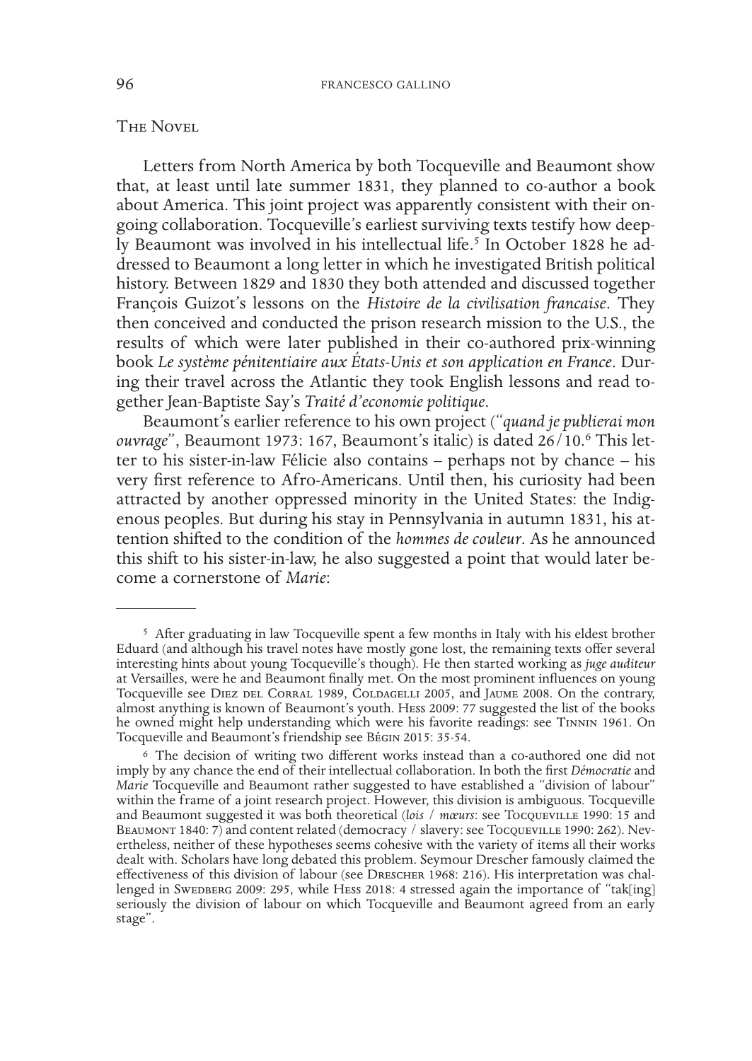## The Novel

Letters from North America by both Tocqueville and Beaumont show that, at least until late summer 1831, they planned to co-author a book about America. This joint project was apparently consistent with their ongoing collaboration. Tocqueville's earliest surviving texts testify how deeply Beaumont was involved in his intellectual life.[5] In October 1828 he addressed to Beaumont a long letter in which he investigated British political history. Between 1829 and 1830 they both attended and discussed together François Guizot's lessons on the *Histoire de la civilisation francaise*. They then conceived and conducted the prison research mission to the U.S., the results of which were later published in their co-authored prix-winning book *Le système pénitentiaire aux États-Unis et son application en France*. During their travel across the Atlantic they took English lessons and read together Jean-Baptiste Say's *Traité d'economie politique*.

Beaumont's earlier reference to his own project (*"quand je publierai mon ouvrage"*, Beaumont 1973: 167, Beaumont's italic) is dated 26/10.[6] This letter to his sister-in-law Félicie also contains – perhaps not by chance – his very first reference to Afro-Americans. Until then, his curiosity had been attracted by another oppressed minority in the United States: the Indigenous peoples. But during his stay in Pennsylvania in autumn 1831, his attention shifted to the condition of the *hommes de couleur*. As he announced this shift to his sister-in-law, he also suggested a point that would later become a cornerstone of *Marie*:

---

[5] After graduating in law Tocqueville spent a few months in Italy with his eldest brother Eduard (and although his travel notes have mostly gone lost, the remaining texts offer several interesting hints about young Tocqueville's though). He then started working as *juge auditeur* at Versailles, were he and Beaumont finally met. On the most prominent influences on young Tocqueville see Diez del Corral 1989, Coldagelli 2005, and Jaume 2008. On the contrary, almost anything is known of Beaumont's youth. Hess 2009: 77 suggested the list of the books he owned might help understanding which were his favorite readings: see Tinnin 1961. On Tocqueville and Beaumont's friendship see Bégin 2015: 35-54.

[6] The decision of writing two different works instead than a co-authored one did not imply by any chance the end of their intellectual collaboration. In both the first *Démocratie* and *Marie* Tocqueville and Beaumont rather suggested to have established a "division of labour" within the frame of a joint research project. However, this division is ambiguous. Tocqueville and Beaumont suggested it was both theoretical (*lois / mœurs*: see Tocqueville 1990: 15 and Beaumont 1840: 7) and content related (democracy / slavery: see Tocqueville 1990: 262). Nevertheless, neither of these hypotheses seems cohesive with the variety of items all their works dealt with. Scholars have long debated this problem. Seymour Drescher famously claimed the effectiveness of this division of labour (see Drescher 1968: 216). His interpretation was challenged in Swedberg 2009: 295, while Hess 2018: 4 stressed again the importance of "tak[ing] seriously the division of labour on which Tocqueville and Beaumont agreed from an early stage".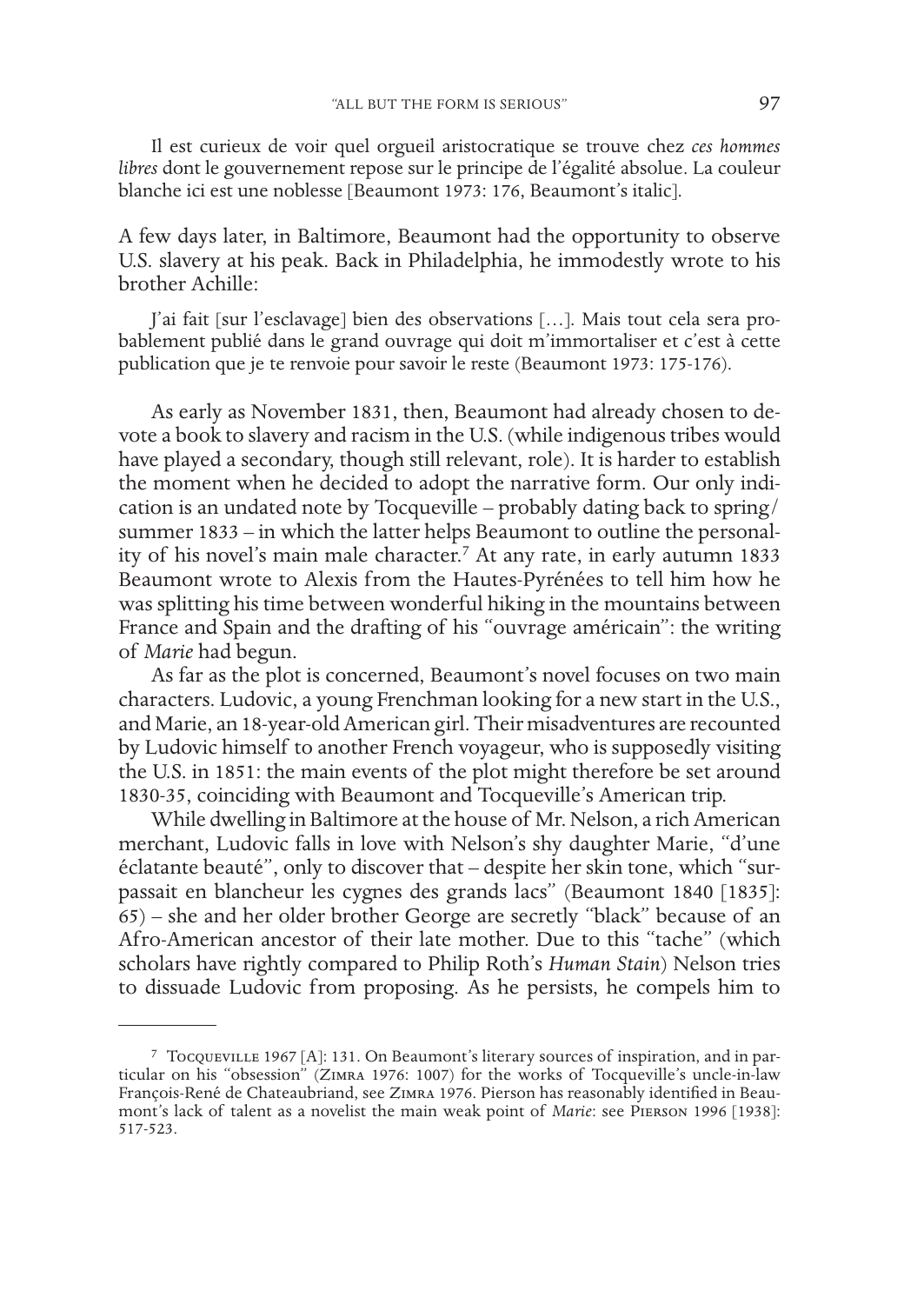> Il est curieux de voir quel orgueil aristocratique se trouve chez *ces hommes libres* dont le gouvernement repose sur le principe de l'égalité absolue. La couleur blanche ici est une noblesse [Beaumont 1973: 176, Beaumont's italic].

A few days later, in Baltimore, Beaumont had the opportunity to observe U.S. slavery at his peak. Back in Philadelphia, he immodestly wrote to his brother Achille:

> J'ai fait [sur l'esclavage] bien des observations […]. Mais tout cela sera probablement publié dans le grand ouvrage qui doit m'immortaliser et c'est à cette publication que je te renvoie pour savoir le reste (Beaumont 1973: 175-176).

As early as November 1831, then, Beaumont had already chosen to devote a book to slavery and racism in the U.S. (while indigenous tribes would have played a secondary, though still relevant, role). It is harder to establish the moment when he decided to adopt the narrative form. Our only indication is an undated note by Tocqueville – probably dating back to spring/summer 1833 – in which the latter helps Beaumont to outline the personality of his novel's main male character.[7] At any rate, in early autumn 1833 Beaumont wrote to Alexis from the Hautes-Pyrénées to tell him how he was splitting his time between wonderful hiking in the mountains between France and Spain and the drafting of his "ouvrage américain": the writing of *Marie* had begun.

As far as the plot is concerned, Beaumont's novel focuses on two main characters. Ludovic, a young Frenchman looking for a new start in the U.S., and Marie, an 18-year-old American girl. Their misadventures are recounted by Ludovic himself to another French voyageur, who is supposedly visiting the U.S. in 1851: the main events of the plot might therefore be set around 1830-35, coinciding with Beaumont and Tocqueville's American trip.

While dwelling in Baltimore at the house of Mr. Nelson, a rich American merchant, Ludovic falls in love with Nelson's shy daughter Marie, "d'une éclatante beauté", only to discover that – despite her skin tone, which "surpassait en blancheur les cygnes des grands lacs" (Beaumont 1840 [1835]: 65) – she and her older brother George are secretly "black" because of an Afro-American ancestor of their late mother. Due to this "tache" (which scholars have rightly compared to Philip Roth's *Human Stain*) Nelson tries to dissuade Ludovic from proposing. As he persists, he compels him to

---

[7] Tocqueville 1967 [A]: 131. On Beaumont's literary sources of inspiration, and in particular on his "obsession" (Zimra 1976: 1007) for the works of Tocqueville's uncle-in-law François-René de Chateaubriand, see Zimra 1976. Pierson has reasonably identified in Beaumont's lack of talent as a novelist the main weak point of *Marie*: see Pierson 1996 [1938]: 517-523.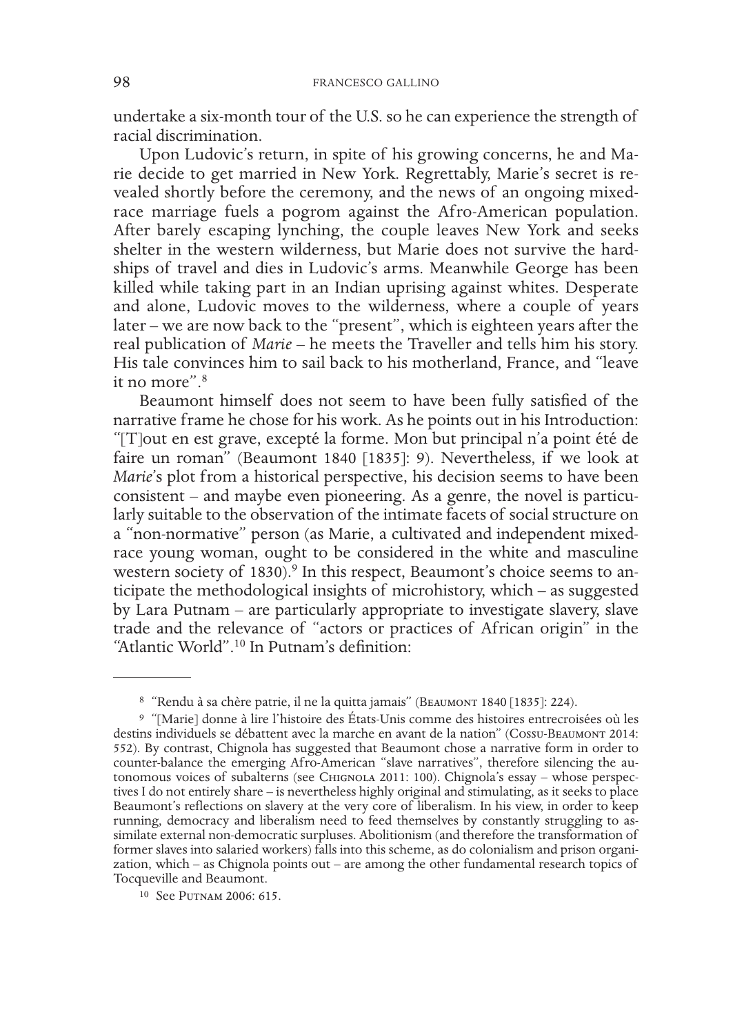undertake a six-month tour of the U.S. so he can experience the strength of racial discrimination.

Upon Ludovic's return, in spite of his growing concerns, he and Marie decide to get married in New York. Regrettably, Marie's secret is revealed shortly before the ceremony, and the news of an ongoing mixed-race marriage fuels a pogrom against the Afro-American population. After barely escaping lynching, the couple leaves New York and seeks shelter in the western wilderness, but Marie does not survive the hardships of travel and dies in Ludovic's arms. Meanwhile George has been killed while taking part in an Indian uprising against whites. Desperate and alone, Ludovic moves to the wilderness, where a couple of years later – we are now back to the "present", which is eighteen years after the real publication of *Marie* – he meets the Traveller and tells him his story. His tale convinces him to sail back to his motherland, France, and "leave it no more".[8]

Beaumont himself does not seem to have been fully satisfied of the narrative frame he chose for his work. As he points out in his Introduction: "[T]out en est grave, excepté la forme. Mon but principal n'a point été de faire un roman" (Beaumont 1840 [1835]: 9). Nevertheless, if we look at *Marie*'s plot from a historical perspective, his decision seems to have been consistent – and maybe even pioneering. As a genre, the novel is particularly suitable to the observation of the intimate facets of social structure on a "non-normative" person (as Marie, a cultivated and independent mixed-race young woman, ought to be considered in the white and masculine western society of 1830).[9] In this respect, Beaumont's choice seems to anticipate the methodological insights of microhistory, which – as suggested by Lara Putnam – are particularly appropriate to investigate slavery, slave trade and the relevance of "actors or practices of African origin" in the "Atlantic World".[10] In Putnam's definition:

---

[8] "Rendu à sa chère patrie, il ne la quitta jamais" (Beaumont 1840 [1835]: 224).

[9] "[Marie] donne à lire l'histoire des États-Unis comme des histoires entrecroisées où les destins individuels se débattent avec la marche en avant de la nation" (Cossu-Beaumont 2014: 552). By contrast, Chignola has suggested that Beaumont chose a narrative form in order to counter-balance the emerging Afro-American "slave narratives", therefore silencing the autonomous voices of subalterns (see Chignola 2011: 100). Chignola's essay – whose perspectives I do not entirely share – is nevertheless highly original and stimulating, as it seeks to place Beaumont's reflections on slavery at the very core of liberalism. In his view, in order to keep running, democracy and liberalism need to feed themselves by constantly struggling to assimilate external non-democratic surpluses. Abolitionism (and therefore the transformation of former slaves into salaried workers) falls into this scheme, as do colonialism and prison organization, which – as Chignola points out – are among the other fundamental research topics of Tocqueville and Beaumont.

[10] See Putnam 2006: 615.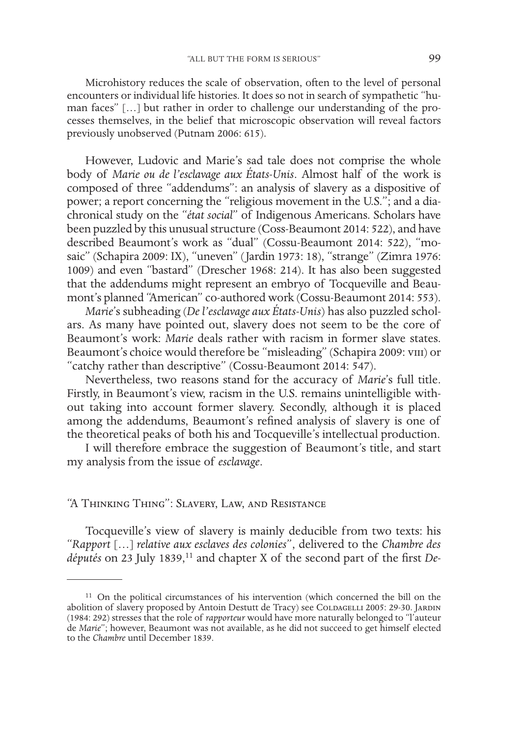> Microhistory reduces the scale of observation, often to the level of personal encounters or individual life histories. It does so not in search of sympathetic "human faces" […] but rather in order to challenge our understanding of the processes themselves, in the belief that microscopic observation will reveal factors previously unobserved (Putnam 2006: 615).

However, Ludovic and Marie's sad tale does not comprise the whole body of *Marie ou de l'esclavage aux États-Unis*. Almost half of the work is composed of three "addendums": an analysis of slavery as a dispositive of power; a report concerning the "religious movement in the U.S."; and a diachronical study on the "*état social*" of Indigenous Americans. Scholars have been puzzled by this unusual structure (Coss-Beaumont 2014: 522), and have described Beaumont's work as "dual" (Cossu-Beaumont 2014: 522), "mosaic" (Schapira 2009: IX), "uneven" (Jardin 1973: 18), "strange" (Zimra 1976: 1009) and even "bastard" (Drescher 1968: 214). It has also been suggested that the addendums might represent an embryo of Tocqueville and Beaumont's planned "American" co-authored work (Cossu-Beaumont 2014: 553).

*Marie*'s subheading (*De l'esclavage aux États-Unis*) has also puzzled scholars. As many have pointed out, slavery does not seem to be the core of Beaumont's work: *Marie* deals rather with racism in former slave states. Beaumont's choice would therefore be "misleading" (Schapira 2009: VIII) or "catchy rather than descriptive" (Cossu-Beaumont 2014: 547).

Nevertheless, two reasons stand for the accuracy of *Marie*'s full title. Firstly, in Beaumont's view, racism in the U.S. remains unintelligible without taking into account former slavery. Secondly, although it is placed among the addendums, Beaumont's refined analysis of slavery is one of the theoretical peaks of both his and Tocqueville's intellectual production.

I will therefore embrace the suggestion of Beaumont's title, and start my analysis from the issue of *esclavage*.

## "A Thinking Thing": Slavery, Law, and Resistance

Tocqueville's view of slavery is mainly deducible from two texts: his "*Rapport* […] *relative aux esclaves des colonies*", delivered to the *Chambre des députés* on 23 July 1839,[11] and chapter X of the second part of the first *De-*

---

[11] On the political circumstances of his intervention (which concerned the bill on the abolition of slavery proposed by Antoin Destutt de Tracy) see Coldagelli 2005: 29-30. Jardin (1984: 292) stresses that the role of *rapporteur* would have more naturally belonged to "l'auteur de *Marie*"; however, Beaumont was not available, as he did not succeed to get himself elected to the *Chambre* until December 1839.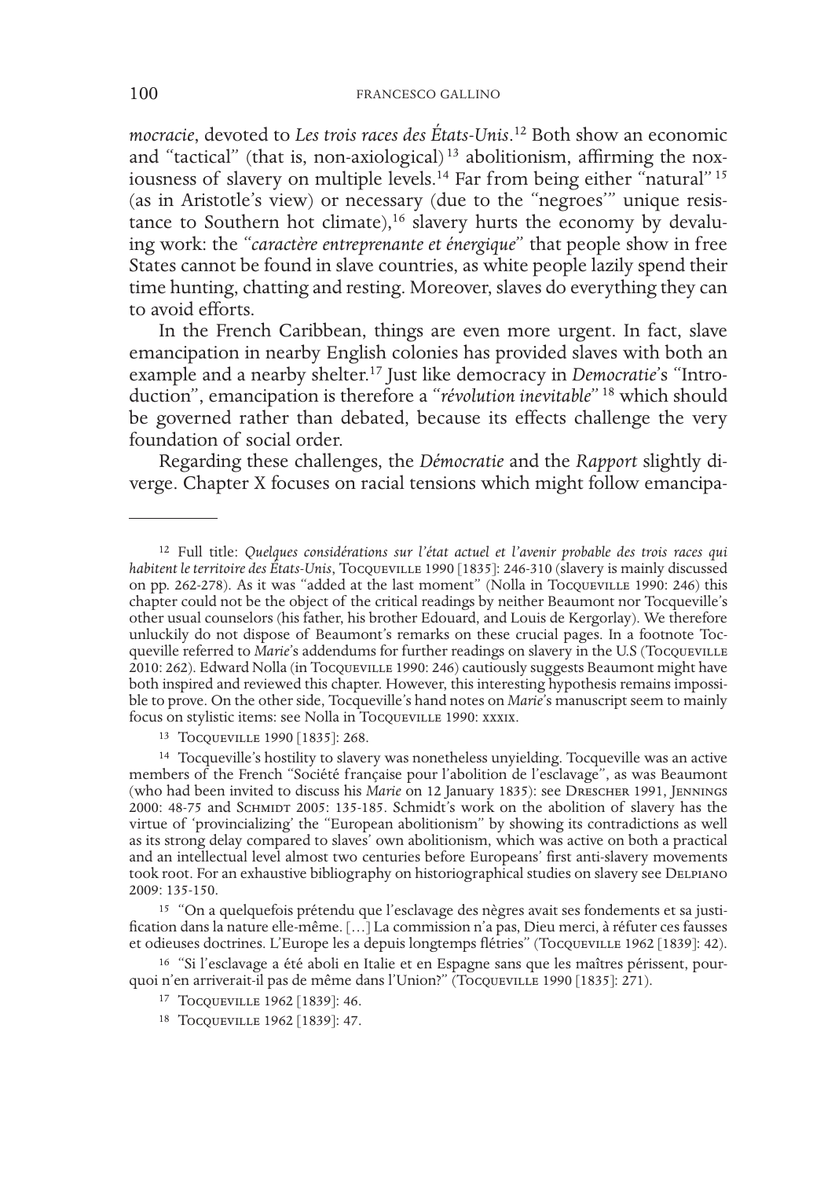*mocracie*, devoted to *Les trois races des États-Unis*.[12] Both show an economic and "tactical" (that is, non-axiological)[13] abolitionism, affirming the noxiousness of slavery on multiple levels.[14] Far from being either "natural"[15] (as in Aristotle's view) or necessary (due to the "negroes'" unique resistance to Southern hot climate),[16] slavery hurts the economy by devaluing work: the "*caractère entreprenante et énergique*" that people show in free States cannot be found in slave countries, as white people lazily spend their time hunting, chatting and resting. Moreover, slaves do everything they can to avoid efforts.

In the French Caribbean, things are even more urgent. In fact, slave emancipation in nearby English colonies has provided slaves with both an example and a nearby shelter.[17] Just like democracy in *Democratie*'s "Introduction", emancipation is therefore a "*révolution inevitable*"[18] which should be governed rather than debated, because its effects challenge the very foundation of social order.

Regarding these challenges, the *Démocratie* and the *Rapport* slightly diverge. Chapter X focuses on racial tensions which might follow emancipa-

---

[12] Full title: *Quelques considérations sur l'état actuel et l'avenir probable des trois races qui habitent le territoire des États-Unis*, Tocqueville 1990 [1835]: 246-310 (slavery is mainly discussed on pp. 262-278). As it was "added at the last moment" (Nolla in Tocqueville 1990: 246) this chapter could not be the object of the critical readings by neither Beaumont nor Tocqueville's other usual counselors (his father, his brother Edouard, and Louis de Kergorlay). We therefore unluckily do not dispose of Beaumont's remarks on these crucial pages. In a footnote Tocqueville referred to *Marie*'s addendums for further readings on slavery in the U.S (Tocqueville 2010: 262). Edward Nolla (in Tocqueville 1990: 246) cautiously suggests Beaumont might have both inspired and reviewed this chapter. However, this interesting hypothesis remains impossible to prove. On the other side, Tocqueville's hand notes on *Marie*'s manuscript seem to mainly focus on stylistic items: see Nolla in Tocqueville 1990: xxxix.

[13] Tocqueville 1990 [1835]: 268.

[14] Tocqueville's hostility to slavery was nonetheless unyielding. Tocqueville was an active members of the French "Société française pour l'abolition de l'esclavage", as was Beaumont (who had been invited to discuss his *Marie* on 12 January 1835): see Drescher 1991, Jennings 2000: 48-75 and Schmidt 2005: 135-185. Schmidt's work on the abolition of slavery has the virtue of 'provincializing' the "European abolitionism" by showing its contradictions as well as its strong delay compared to slaves' own abolitionism, which was active on both a practical and an intellectual level almost two centuries before Europeans' first anti-slavery movements took root. For an exhaustive bibliography on historiographical studies on slavery see Delpiano 2009: 135-150.

[15] "On a quelquefois prétendu que l'esclavage des nègres avait ses fondements et sa justification dans la nature elle-même. […] La commission n'a pas, Dieu merci, à réfuter ces fausses et odieuses doctrines. L'Europe les a depuis longtemps flétries" (Tocqueville 1962 [1839]: 42).

[16] "Si l'esclavage a été aboli en Italie et en Espagne sans que les maîtres périssent, pourquoi n'en arriverait-il pas de même dans l'Union?" (Tocqueville 1990 [1835]: 271).

[17] Tocqueville 1962 [1839]: 46.

[18] Tocqueville 1962 [1839]: 47.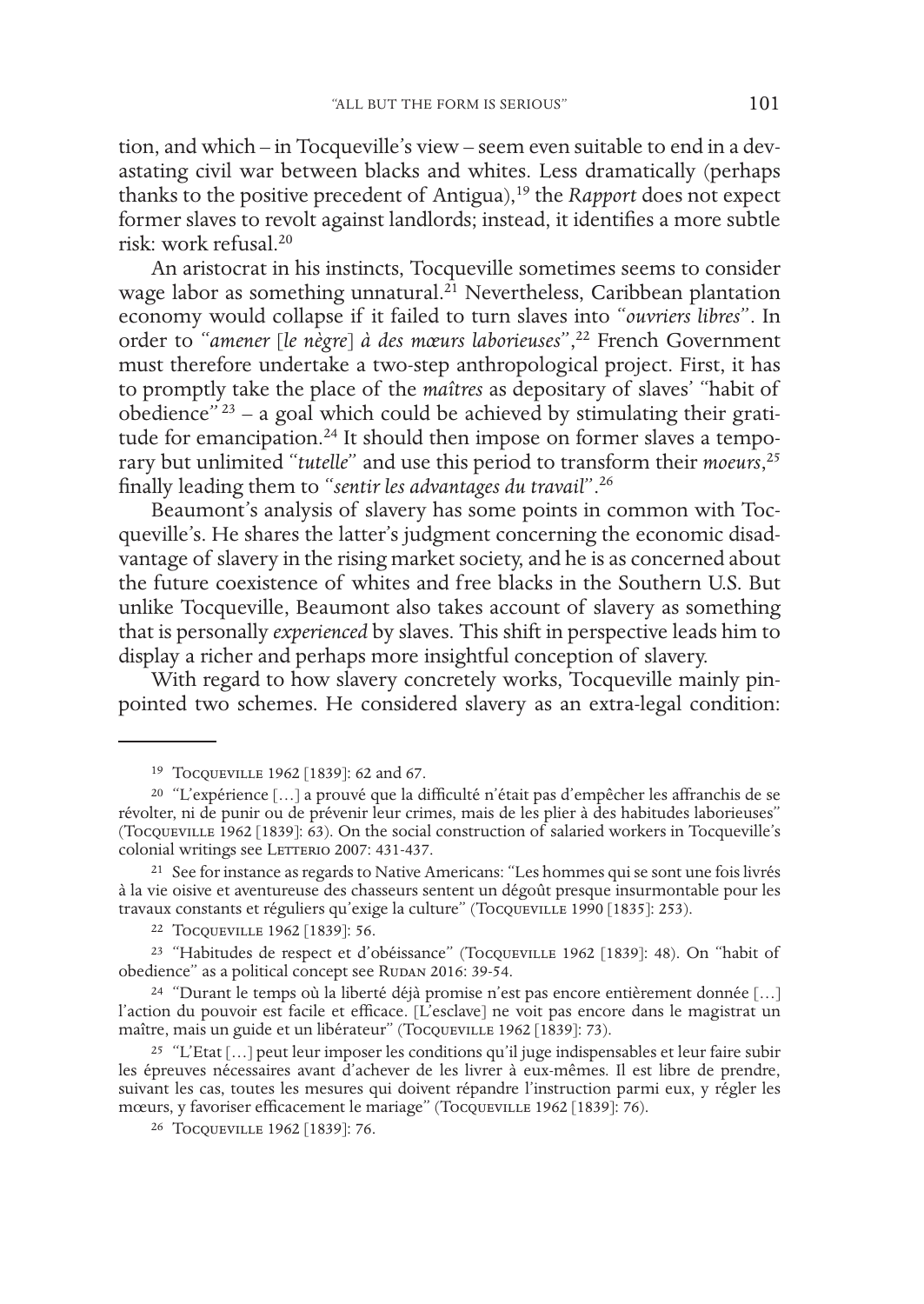tion, and which – in Tocqueville's view – seem even suitable to end in a devastating civil war between blacks and whites. Less dramatically (perhaps thanks to the positive precedent of Antigua),[19] the *Rapport* does not expect former slaves to revolt against landlords; instead, it identifies a more subtle risk: work refusal.[20]

An aristocrat in his instincts, Tocqueville sometimes seems to consider wage labor as something unnatural.[21] Nevertheless, Caribbean plantation economy would collapse if it failed to turn slaves into *"ouvriers libres"*. In order to *"amener [le nègre] à des mœurs laborieuses"*,[22] French Government must therefore undertake a two-step anthropological project. First, it has to promptly take the place of the *maîtres* as depositary of slaves' "habit of obedience"[23] – a goal which could be achieved by stimulating their gratitude for emancipation.[24] It should then impose on former slaves a temporary but unlimited *"tutelle"* and use this period to transform their *moeurs*,[25] finally leading them to *"sentir les advantages du travail"*.[26]

Beaumont's analysis of slavery has some points in common with Tocqueville's. He shares the latter's judgment concerning the economic disadvantage of slavery in the rising market society, and he is as concerned about the future coexistence of whites and free blacks in the Southern U.S. But unlike Tocqueville, Beaumont also takes account of slavery as something that is personally *experienced* by slaves. This shift in perspective leads him to display a richer and perhaps more insightful conception of slavery.

With regard to how slavery concretely works, Tocqueville mainly pinpointed two schemes. He considered slavery as an extra-legal condition:

---

[19] Tocqueville 1962 [1839]: 62 and 67.

[20] "L'expérience […] a prouvé que la difficulté n'était pas d'empêcher les affranchis de se révolter, ni de punir ou de prévenir leur crimes, mais de les plier à des habitudes laborieuses" (Tocqueville 1962 [1839]: 63). On the social construction of salaried workers in Tocqueville's colonial writings see Letterio 2007: 431-437.

[21] See for instance as regards to Native Americans: "Les hommes qui se sont une fois livrés à la vie oisive et aventureuse des chasseurs sentent un dégoût presque insurmontable pour les travaux constants et réguliers qu'exige la culture" (Tocqueville 1990 [1835]: 253).

[22] Tocqueville 1962 [1839]: 56.

[23] "Habitudes de respect et d'obéissance" (Tocqueville 1962 [1839]: 48). On "habit of obedience" as a political concept see Rudan 2016: 39-54.

[24] "Durant le temps où la liberté déjà promise n'est pas encore entièrement donnée […] l'action du pouvoir est facile et efficace. [L'esclave] ne voit pas encore dans le magistrat un maître, mais un guide et un libérateur" (Tocqueville 1962 [1839]: 73).

[25] "L'Etat […] peut leur imposer les conditions qu'il juge indispensables et leur faire subir les épreuves nécessaires avant d'achever de les livrer à eux-mêmes. Il est libre de prendre, suivant les cas, toutes les mesures qui doivent répandre l'instruction parmi eux, y régler les mœurs, y favoriser efficacement le mariage" (Tocqueville 1962 [1839]: 76).

[26] Tocqueville 1962 [1839]: 76.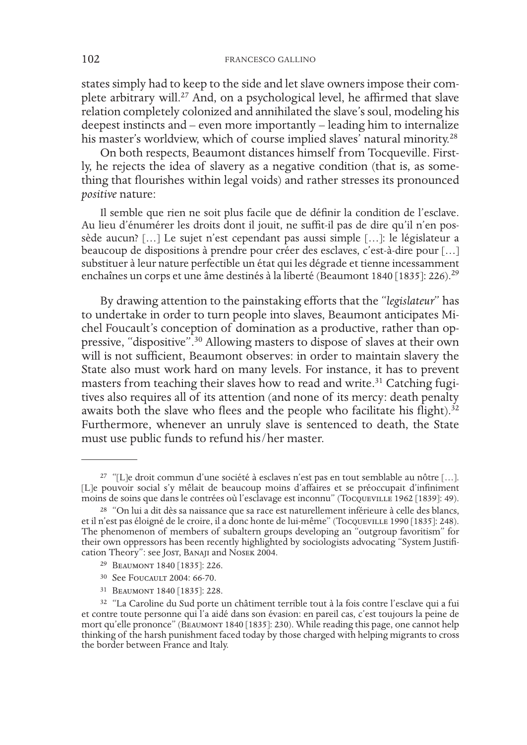states simply had to keep to the side and let slave owners impose their complete arbitrary will.[27] And, on a psychological level, he affirmed that slave relation completely colonized and annihilated the slave's soul, modeling his deepest instincts and – even more importantly – leading him to internalize his master's worldview, which of course implied slaves' natural minority.[28]

On both respects, Beaumont distances himself from Tocqueville. Firstly, he rejects the idea of slavery as a negative condition (that is, as something that flourishes within legal voids) and rather stresses its pronounced *positive* nature:

> Il semble que rien ne soit plus facile que de définir la condition de l'esclave. Au lieu d'énumérer les droits dont il jouit, ne suffit-il pas de dire qu'il n'en possède aucun? […] Le sujet n'est cependant pas aussi simple […]: le législateur a beaucoup de dispositions à prendre pour créer des esclaves, c'est-à-dire pour […] substituer à leur nature perfectible un état qui les dégrade et tienne incessamment enchaînes un corps et une âme destinés à la liberté (Beaumont 1840 [1835]: 226).[29]

By drawing attention to the painstaking efforts that the *"legislateur"* has to undertake in order to turn people into slaves, Beaumont anticipates Michel Foucault's conception of domination as a productive, rather than oppressive, "dispositive".[30] Allowing masters to dispose of slaves at their own will is not sufficient, Beaumont observes: in order to maintain slavery the State also must work hard on many levels. For instance, it has to prevent masters from teaching their slaves how to read and write.[31] Catching fugitives also requires all of its attention (and none of its mercy: death penalty awaits both the slave who flees and the people who facilitate his flight).[32] Furthermore, whenever an unruly slave is sentenced to death, the State must use public funds to refund his/her master.

---

[27] "[L]e droit commun d'une société à esclaves n'est pas en tout semblable au nôtre […]. [L]e pouvoir social s'y mêlait de beaucoup moins d'affaires et se préoccupait d'infiniment moins de soins que dans le contrées où l'esclavage est inconnu" (Tocqueville 1962 [1839]: 49).

[28] "On lui a dit dès sa naissance que sa race est naturellement inférieure à celle des blancs, et il n'est pas éloigné de le croire, il a donc honte de lui-même" (Tocqueville 1990 [1835]: 248). The phenomenon of members of subaltern groups developing an "outgroup favoritism" for their own oppressors has been recently highlighted by sociologists advocating "System Justification Theory": see Jost, Banaji and Nosek 2004.

[29] Beaumont 1840 [1835]: 226.

[30] See Foucault 2004: 66-70.

[31] Beaumont 1840 [1835]: 228.

[32] "La Caroline du Sud porte un châtiment terrible tout à la fois contre l'esclave qui a fui et contre toute personne qui l'a aidé dans son évasion: en pareil cas, c'est toujours la peine de mort qu'elle prononce" (Beaumont 1840 [1835]: 230). While reading this page, one cannot help thinking of the harsh punishment faced today by those charged with helping migrants to cross the border between France and Italy.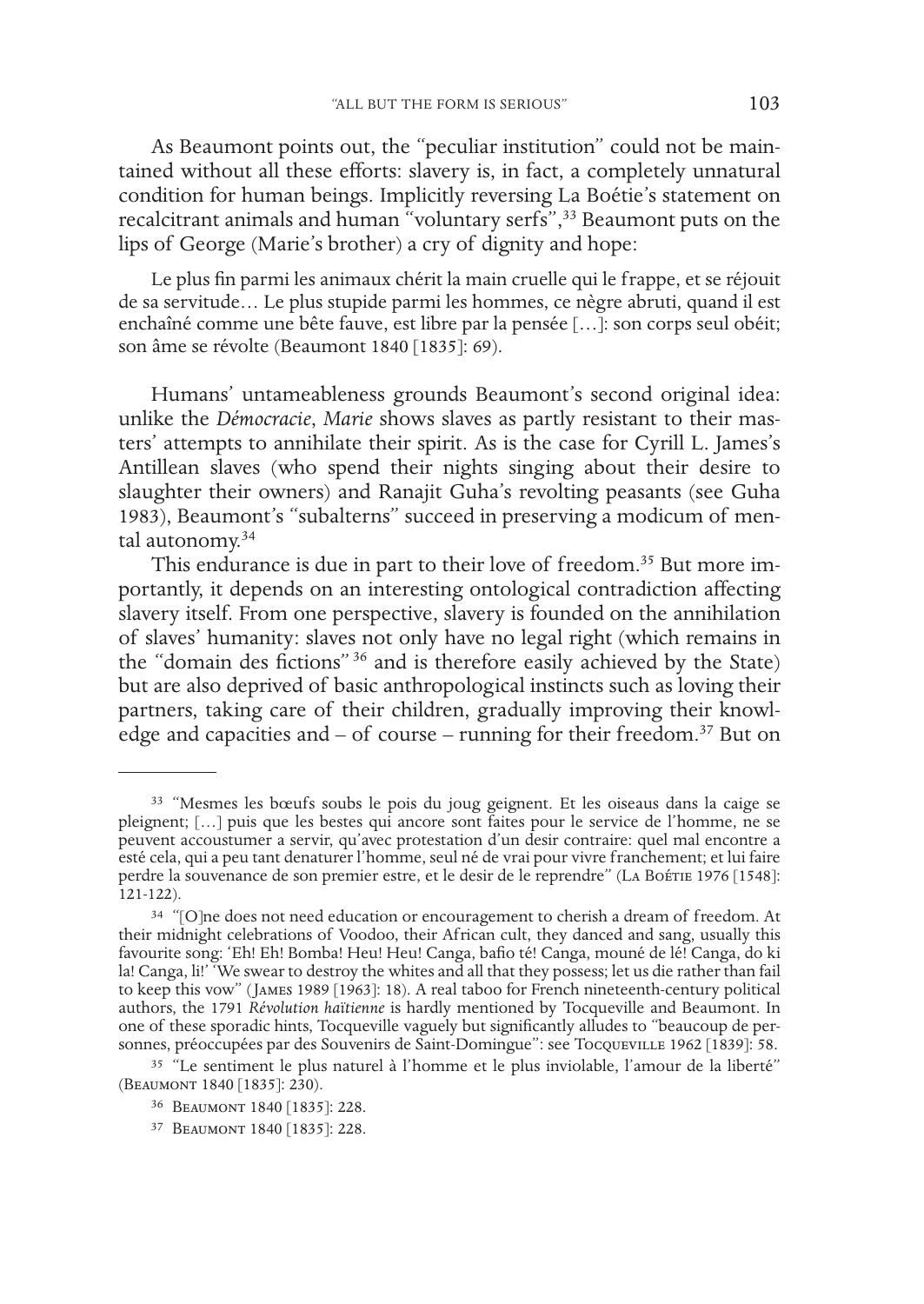As Beaumont points out, the "peculiar institution" could not be maintained without all these efforts: slavery is, in fact, a completely unnatural condition for human beings. Implicitly reversing La Boétie's statement on recalcitrant animals and human "voluntary serfs",[33] Beaumont puts on the lips of George (Marie's brother) a cry of dignity and hope:

> Le plus fin parmi les animaux chérit la main cruelle qui le frappe, et se réjouit de sa servitude… Le plus stupide parmi les hommes, ce nègre abruti, quand il est enchaîné comme une bête fauve, est libre par la pensée […]: son corps seul obéit; son âme se révolte (Beaumont 1840 [1835]: 69).

Humans' untameableness grounds Beaumont's second original idea: unlike the *Démocracie*, *Marie* shows slaves as partly resistant to their masters' attempts to annihilate their spirit. As is the case for Cyrill L. James's Antillean slaves (who spend their nights singing about their desire to slaughter their owners) and Ranajit Guha's revolting peasants (see Guha 1983), Beaumont's "subalterns" succeed in preserving a modicum of mental autonomy.[34]

This endurance is due in part to their love of freedom.[35] But more importantly, it depends on an interesting ontological contradiction affecting slavery itself. From one perspective, slavery is founded on the annihilation of slaves' humanity: slaves not only have no legal right (which remains in the "domain des fictions"[36] and is therefore easily achieved by the State) but are also deprived of basic anthropological instincts such as loving their partners, taking care of their children, gradually improving their knowledge and capacities and – of course – running for their freedom.[37] But on

---

[33] "Mesmes les bœufs soubs le pois du joug geignent. Et les oiseaus dans la caige se pleignent; […] puis que les bestes qui ancore sont faites pour le service de l'homme, ne se peuvent accoustumer a servir, qu'avec protestation d'un desir contraire: quel mal encontre a esté cela, qui a peu tant denaturer l'homme, seul né de vrai pour vivre franchement; et lui faire perdre la souvenance de son premier estre, et le desir de le reprendre" (La Boétie 1976 [1548]: 121-122).

[34] "[O]ne does not need education or encouragement to cherish a dream of freedom. At their midnight celebrations of Voodoo, their African cult, they danced and sang, usually this favourite song: 'Eh! Eh! Bomba! Heu! Heu! Canga, bafio té! Canga, mouné de lé! Canga, do ki la! Canga, li!' 'We swear to destroy the whites and all that they possess; let us die rather than fail to keep this vow" (James 1989 [1963]: 18). A real taboo for French nineteenth-century political authors, the 1791 *Révolution haïtienne* is hardly mentioned by Tocqueville and Beaumont. In one of these sporadic hints, Tocqueville vaguely but significantly alludes to "beaucoup de personnes, préoccupées par des Souvenirs de Saint-Domingue": see Tocqueville 1962 [1839]: 58.

[35] "Le sentiment le plus naturel à l'homme et le plus inviolable, l'amour de la liberté" (Beaumont 1840 [1835]: 230).

[36] Beaumont 1840 [1835]: 228.

[37] Beaumont 1840 [1835]: 228.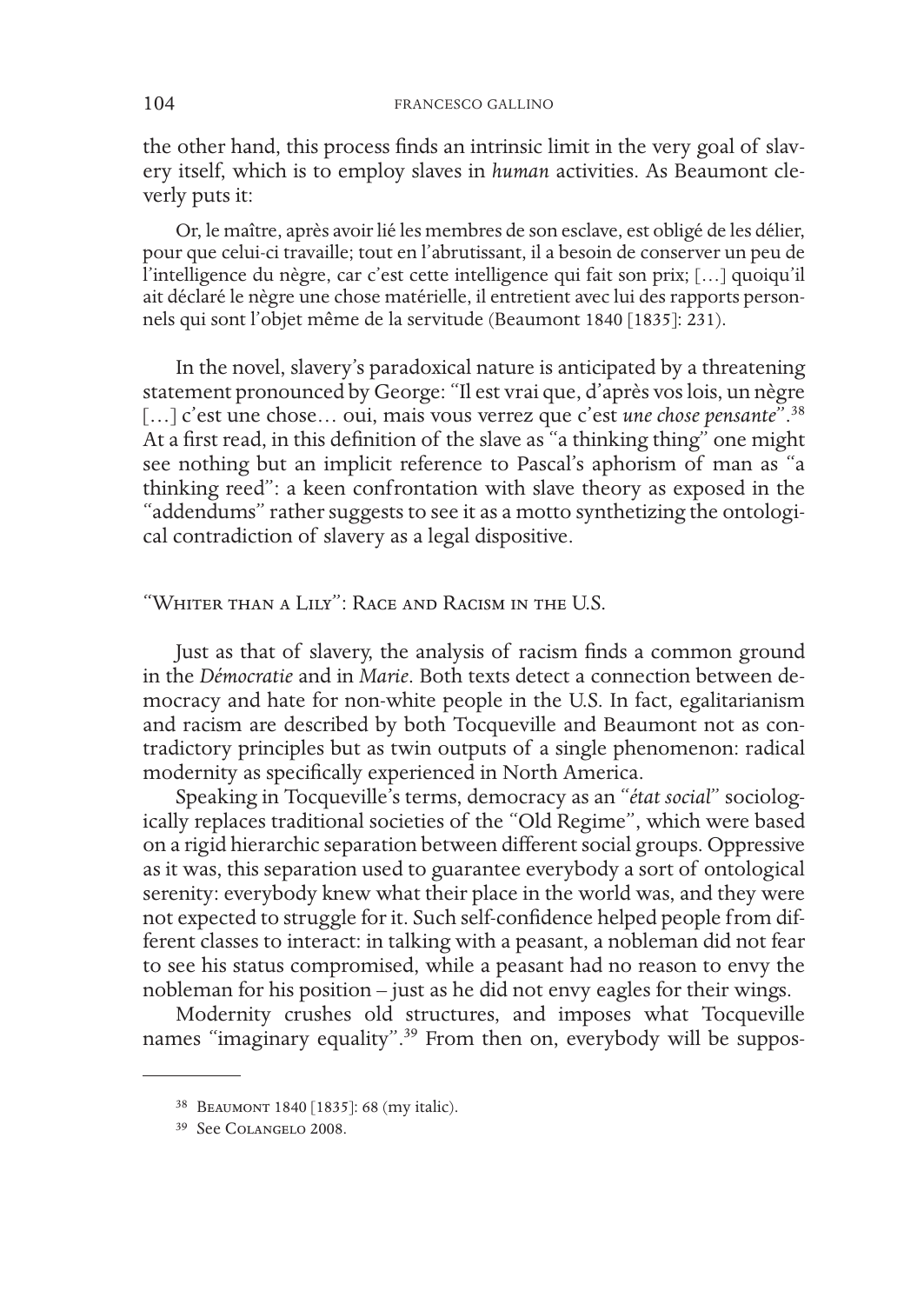the other hand, this process finds an intrinsic limit in the very goal of slavery itself, which is to employ slaves in *human* activities. As Beaumont cleverly puts it:

> Or, le maître, après avoir lié les membres de son esclave, est obligé de les délier, pour que celui-ci travaille; tout en l'abrutissant, il a besoin de conserver un peu de l'intelligence du nègre, car c'est cette intelligence qui fait son prix; […] quoiqu'il ait déclaré le nègre une chose matérielle, il entretient avec lui des rapports personnels qui sont l'objet même de la servitude (Beaumont 1840 [1835]: 231).

In the novel, slavery's paradoxical nature is anticipated by a threatening statement pronounced by George: "Il est vrai que, d'après vos lois, un nègre […] c'est une chose… oui, mais vous verrez que c'est *une chose pensante*".[38] At a first read, in this definition of the slave as "a thinking thing" one might see nothing but an implicit reference to Pascal's aphorism of man as "a thinking reed": a keen confrontation with slave theory as exposed in the "addendums" rather suggests to see it as a motto synthetizing the ontological contradiction of slavery as a legal dispositive.

## "Whiter than a Lily": Race and Racism in the U.S.

Just as that of slavery, the analysis of racism finds a common ground in the *Démocratie* and in *Marie*. Both texts detect a connection between democracy and hate for non-white people in the U.S. In fact, egalitarianism and racism are described by both Tocqueville and Beaumont not as contradictory principles but as twin outputs of a single phenomenon: radical modernity as specifically experienced in North America.

Speaking in Tocqueville's terms, democracy as an "*état social*" sociologically replaces traditional societies of the "Old Regime", which were based on a rigid hierarchic separation between different social groups. Oppressive as it was, this separation used to guarantee everybody a sort of ontological serenity: everybody knew what their place in the world was, and they were not expected to struggle for it. Such self-confidence helped people from different classes to interact: in talking with a peasant, a nobleman did not fear to see his status compromised, while a peasant had no reason to envy the nobleman for his position – just as he did not envy eagles for their wings.

Modernity crushes old structures, and imposes what Tocqueville names "imaginary equality".[39] From then on, everybody will be suppos-

---

[38] Beaumont 1840 [1835]: 68 (my italic).

[39] See Colangelo 2008.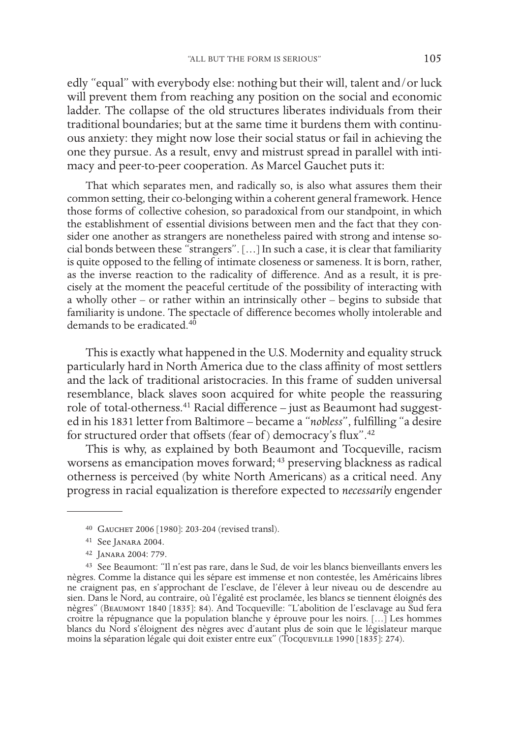edly "equal" with everybody else: nothing but their will, talent and/or luck will prevent them from reaching any position on the social and economic ladder. The collapse of the old structures liberates individuals from their traditional boundaries; but at the same time it burdens them with continuous anxiety: they might now lose their social status or fail in achieving the one they pursue. As a result, envy and mistrust spread in parallel with intimacy and peer-to-peer cooperation. As Marcel Gauchet puts it:

> That which separates men, and radically so, is also what assures them their common setting, their co-belonging within a coherent general framework. Hence those forms of collective cohesion, so paradoxical from our standpoint, in which the establishment of essential divisions between men and the fact that they consider one another as strangers are nonetheless paired with strong and intense social bonds between these "strangers". […] In such a case, it is clear that familiarity is quite opposed to the felling of intimate closeness or sameness. It is born, rather, as the inverse reaction to the radicality of difference. And as a result, it is precisely at the moment the peaceful certitude of the possibility of interacting with a wholly other – or rather within an intrinsically other – begins to subside that familiarity is undone. The spectacle of difference becomes wholly intolerable and demands to be eradicated.[40]

This is exactly what happened in the U.S. Modernity and equality struck particularly hard in North America due to the class affinity of most settlers and the lack of traditional aristocracies. In this frame of sudden universal resemblance, black slaves soon acquired for white people the reassuring role of total-otherness.[41] Racial difference – just as Beaumont had suggested in his 1831 letter from Baltimore – became a "*nobless*", fulfilling "a desire for structured order that offsets (fear of) democracy's flux".[42]

This is why, as explained by both Beaumont and Tocqueville, racism worsens as emancipation moves forward; [43] preserving blackness as radical otherness is perceived (by white North Americans) as a critical need. Any progress in racial equalization is therefore expected to *necessarily* engender

---

[40] Gauchet 2006 [1980]: 203-204 (revised transl).

[41] See Janara 2004.

[42] Janara 2004: 779.

[43] See Beaumont: "Il n'est pas rare, dans le Sud, de voir les blancs bienveillants envers les nègres. Comme la distance qui les sépare est immense et non contestée, les Américains libres ne craignent pas, en s'approchant de l'esclave, de l'élever à leur niveau ou de descendre au sien. Dans le Nord, au contraire, où l'égalité est proclamée, les blancs se tiennent éloignés des nègres" (Beaumont 1840 [1835]: 84). And Tocqueville: "L'abolition de l'esclavage au Sud fera croitre la répugnance que la population blanche y éprouve pour les noirs. […] Les hommes blancs du Nord s'éloignent des nègres avec d'autant plus de soin que le législateur marque moins la séparation légale qui doit exister entre eux" (Tocqueville 1990 [1835]: 274).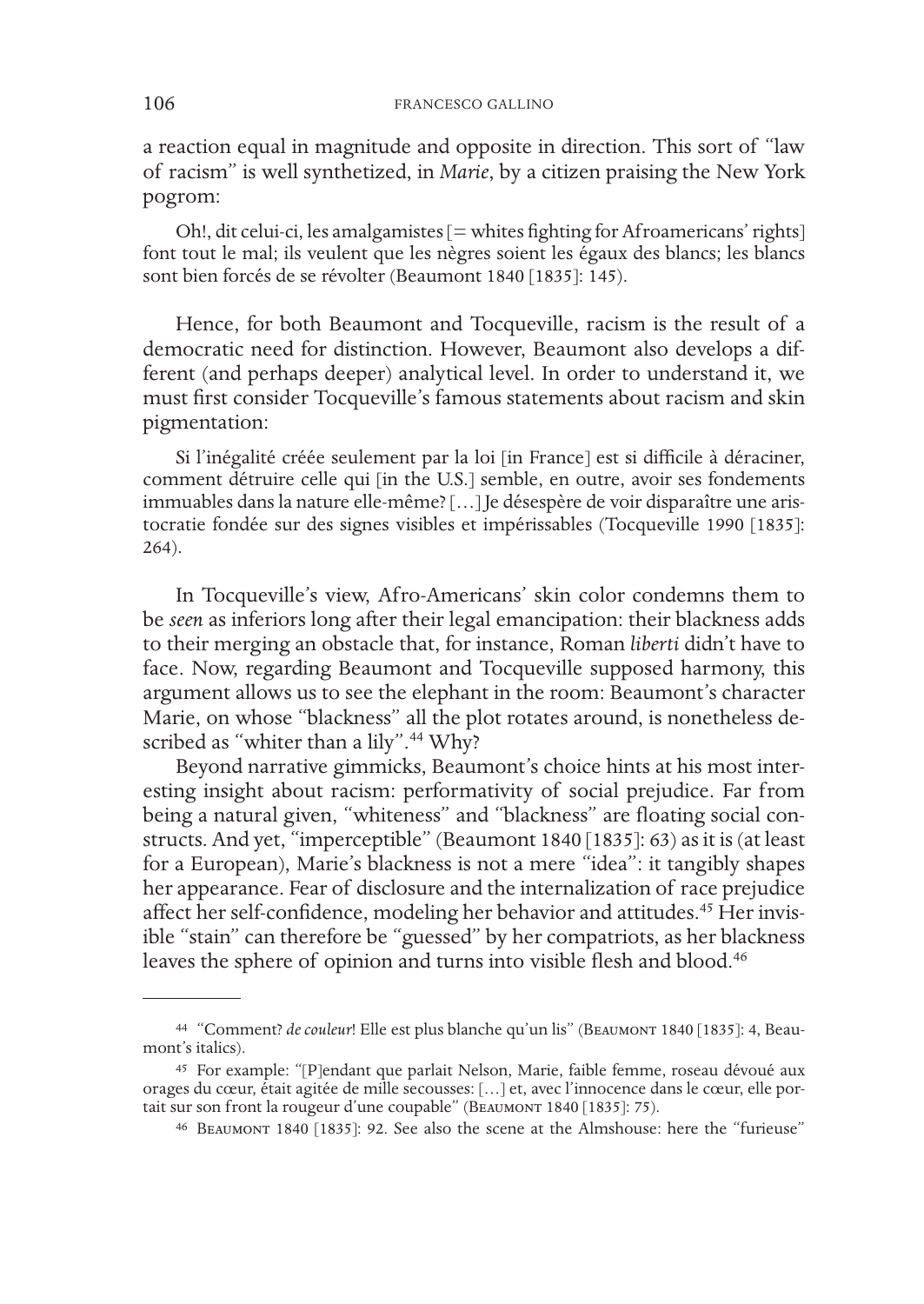a reaction equal in magnitude and opposite in direction. This sort of "law of racism" is well synthetized, in *Marie*, by a citizen praising the New York pogrom:

> Oh!, dit celui-ci, les amalgamistes [= whites fighting for Afroamericans' rights] font tout le mal; ils veulent que les nègres soient les égaux des blancs; les blancs sont bien forcés de se révolter (Beaumont 1840 [1835]: 145).

Hence, for both Beaumont and Tocqueville, racism is the result of a democratic need for distinction. However, Beaumont also develops a different (and perhaps deeper) analytical level. In order to understand it, we must first consider Tocqueville's famous statements about racism and skin pigmentation:

> Si l'inégalité créée seulement par la loi [in France] est si difficile à déraciner, comment détruire celle qui [in the U.S.] semble, en outre, avoir ses fondements immuables dans la nature elle-même? […] Je désespère de voir disparaître une aristocratie fondée sur des signes visibles et impérissables (Tocqueville 1990 [1835]: 264).

In Tocqueville's view, Afro-Americans' skin color condemns them to be *seen* as inferiors long after their legal emancipation: their blackness adds to their merging an obstacle that, for instance, Roman *liberti* didn't have to face. Now, regarding Beaumont and Tocqueville supposed harmony, this argument allows us to see the elephant in the room: Beaumont's character Marie, on whose "blackness" all the plot rotates around, is nonetheless described as "whiter than a lily".[44] Why?

Beyond narrative gimmicks, Beaumont's choice hints at his most interesting insight about racism: performativity of social prejudice. Far from being a natural given, "whiteness" and "blackness" are floating social constructs. And yet, "imperceptible" (Beaumont 1840 [1835]: 63) as it is (at least for a European), Marie's blackness is not a mere "idea": it tangibly shapes her appearance. Fear of disclosure and the internalization of race prejudice affect her self-confidence, modeling her behavior and attitudes.[45] Her invisible "stain" can therefore be "guessed" by her compatriots, as her blackness leaves the sphere of opinion and turns into visible flesh and blood.[46]

---

[44] "Comment? *de couleur*! Elle est plus blanche qu'un lis" (Beaumont 1840 [1835]: 4, Beaumont's italics).

[45] For example: "[P]endant que parlait Nelson, Marie, faible femme, roseau dévoué aux orages du cœur, était agitée de mille secousses: […] et, avec l'innocence dans le cœur, elle portait sur son front la rougeur d'une coupable" (Beaumont 1840 [1835]: 75).

[46] Beaumont 1840 [1835]: 92. See also the scene at the Almshouse: here the "furieuse"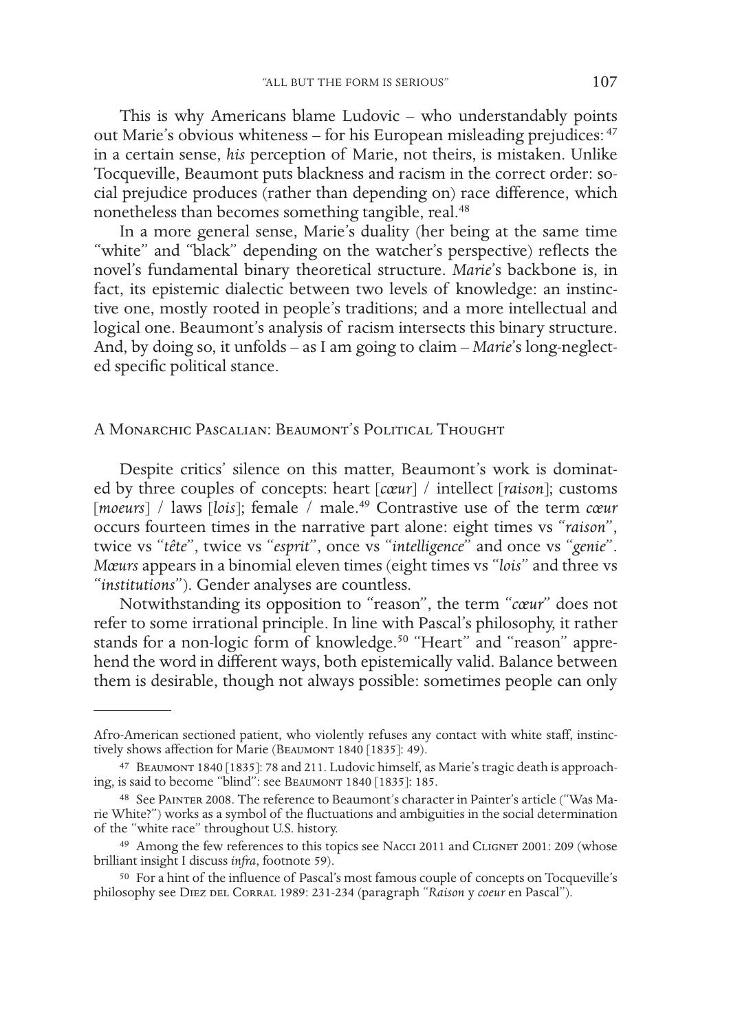This is why Americans blame Ludovic – who understandably points out Marie's obvious whiteness – for his European misleading prejudices: [47] in a certain sense, *his* perception of Marie, not theirs, is mistaken. Unlike Tocqueville, Beaumont puts blackness and racism in the correct order: social prejudice produces (rather than depending on) race difference, which nonetheless than becomes something tangible, real.[48]

In a more general sense, Marie's duality (her being at the same time "white" and "black" depending on the watcher's perspective) reflects the novel's fundamental binary theoretical structure. *Marie*'s backbone is, in fact, its epistemic dialectic between two levels of knowledge: an instinctive one, mostly rooted in people's traditions; and a more intellectual and logical one. Beaumont's analysis of racism intersects this binary structure. And, by doing so, it unfolds – as I am going to claim – *Marie*'s long-neglected specific political stance.

## A Monarchic Pascalian: Beaumont's Political Thought

Despite critics' silence on this matter, Beaumont's work is dominated by three couples of concepts: heart [*cœur*] / intellect [*raison*]; customs [*moeurs*] / laws [*lois*]; female / male.[49] Contrastive use of the term *cœur* occurs fourteen times in the narrative part alone: eight times vs "*raison*", twice vs "*tête*", twice vs "*esprit*", once vs "*intelligence*" and once vs "*genie*". *Mœurs* appears in a binomial eleven times (eight times vs "*lois*" and three vs "*institutions*"). Gender analyses are countless.

Notwithstanding its opposition to "reason", the term "*cœur*" does not refer to some irrational principle. In line with Pascal's philosophy, it rather stands for a non-logic form of knowledge.[50] "Heart" and "reason" apprehend the word in different ways, both epistemically valid. Balance between them is desirable, though not always possible: sometimes people can only

---

Afro-American sectioned patient, who violently refuses any contact with white staff, instinctively shows affection for Marie (Beaumont 1840 [1835]: 49).

[47] Beaumont 1840 [1835]: 78 and 211. Ludovic himself, as Marie's tragic death is approaching, is said to become "blind": see Beaumont 1840 [1835]: 185.

[48] See Painter 2008. The reference to Beaumont's character in Painter's article ("Was Marie White?") works as a symbol of the fluctuations and ambiguities in the social determination of the "white race" throughout U.S. history.

[49] Among the few references to this topics see Nacci 2011 and Clignet 2001: 209 (whose brilliant insight I discuss *infra*, footnote 59).

[50] For a hint of the influence of Pascal's most famous couple of concepts on Tocqueville's philosophy see Diez del Corral 1989: 231-234 (paragraph "*Raison* y *coeur* en Pascal").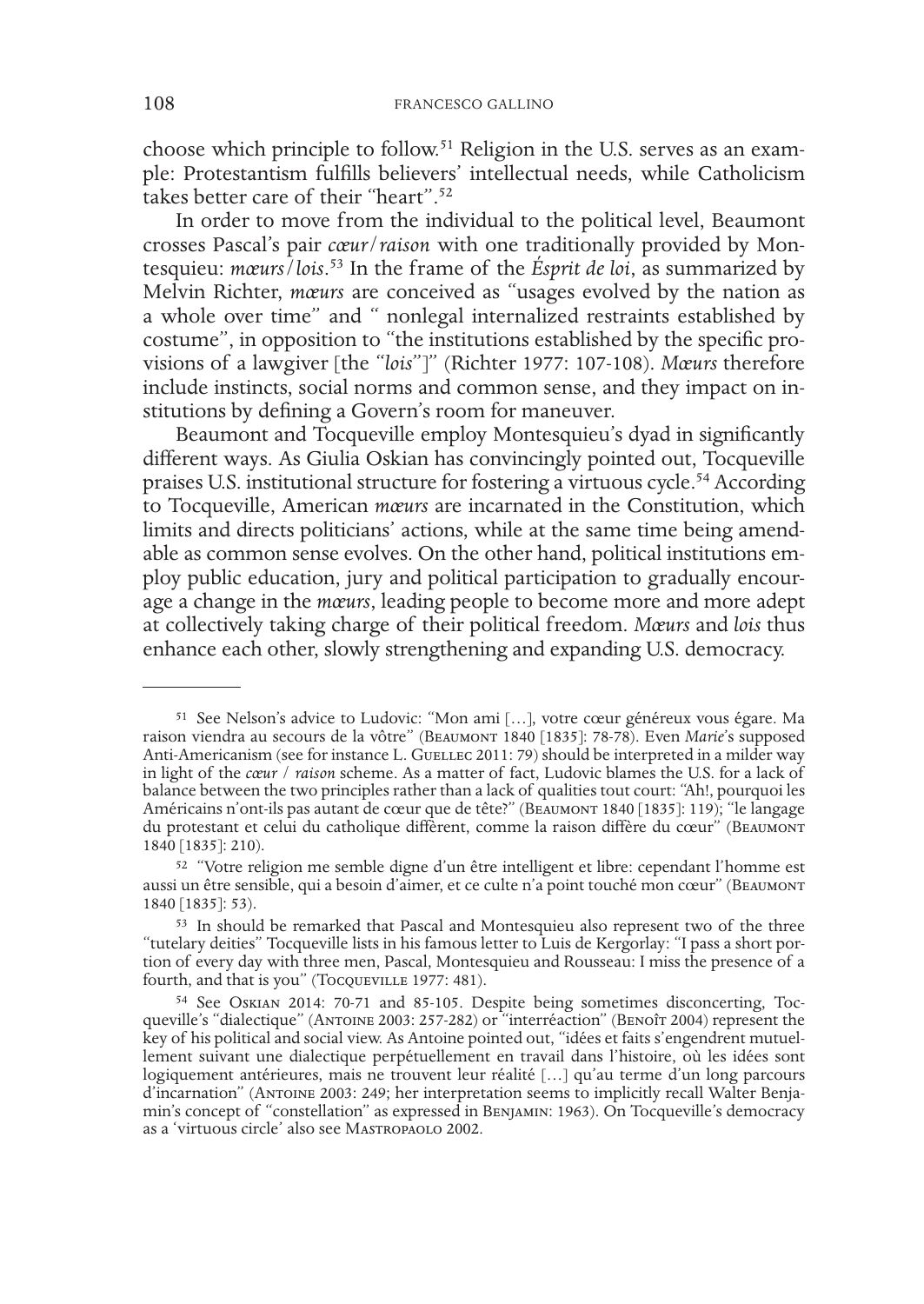choose which principle to follow.[51] Religion in the U.S. serves as an example: Protestantism fulfills believers' intellectual needs, while Catholicism takes better care of their "heart".[52]

In order to move from the individual to the political level, Beaumont crosses Pascal's pair *cœur/raison* with one traditionally provided by Montesquieu: *mœurs/lois*.[53] In the frame of the *Ésprit de loi*, as summarized by Melvin Richter, *mœurs* are conceived as "usages evolved by the nation as a whole over time" and " nonlegal internalized restraints established by costume", in opposition to "the institutions established by the specific provisions of a lawgiver [the "*lois*"]" (Richter 1977: 107-108). *Mœurs* therefore include instincts, social norms and common sense, and they impact on institutions by defining a Govern's room for maneuver.

Beaumont and Tocqueville employ Montesquieu's dyad in significantly different ways. As Giulia Oskian has convincingly pointed out, Tocqueville praises U.S. institutional structure for fostering a virtuous cycle.[54] According to Tocqueville, American *mœurs* are incarnated in the Constitution, which limits and directs politicians' actions, while at the same time being amendable as common sense evolves. On the other hand, political institutions employ public education, jury and political participation to gradually encourage a change in the *mœurs*, leading people to become more and more adept at collectively taking charge of their political freedom. *Mœurs* and *lois* thus enhance each other, slowly strengthening and expanding U.S. democracy.

---

[51] See Nelson's advice to Ludovic: "Mon ami […], votre cœur généreux vous égare. Ma raison viendra au secours de la vôtre" (Beaumont 1840 [1835]: 78-78). Even *Marie*'s supposed Anti-Americanism (see for instance L. Guellec 2011: 79) should be interpreted in a milder way in light of the *cœur / raison* scheme. As a matter of fact, Ludovic blames the U.S. for a lack of balance between the two principles rather than a lack of qualities tout court: "Ah!, pourquoi les Américains n'ont-ils pas autant de cœur que de tête?" (Beaumont 1840 [1835]: 119); "le langage du protestant et celui du catholique diffèrent, comme la raison diffère du cœur" (Beaumont 1840 [1835]: 210).

[52] "Votre religion me semble digne d'un être intelligent et libre: cependant l'homme est aussi un être sensible, qui a besoin d'aimer, et ce culte n'a point touché mon cœur" (Beaumont 1840 [1835]: 53).

[53] In should be remarked that Pascal and Montesquieu also represent two of the three "tutelary deities" Tocqueville lists in his famous letter to Luis de Kergorlay: "I pass a short portion of every day with three men, Pascal, Montesquieu and Rousseau: I miss the presence of a fourth, and that is you" (Tocqueville 1977: 481).

[54] See Oskian 2014: 70-71 and 85-105. Despite being sometimes disconcerting, Tocqueville's "dialectique" (Antoine 2003: 257-282) or "interréaction" (Benoît 2004) represent the key of his political and social view. As Antoine pointed out, "idées et faits s'engendrent mutuellement suivant une dialectique perpétuellement en travail dans l'histoire, où les idées sont logiquement antérieures, mais ne trouvent leur réalité […] qu'au terme d'un long parcours d'incarnation" (Antoine 2003: 249; her interpretation seems to implicitly recall Walter Benjamin's concept of "constellation" as expressed in Benjamin: 1963). On Tocqueville's democracy as a 'virtuous circle' also see Mastropaolo 2002.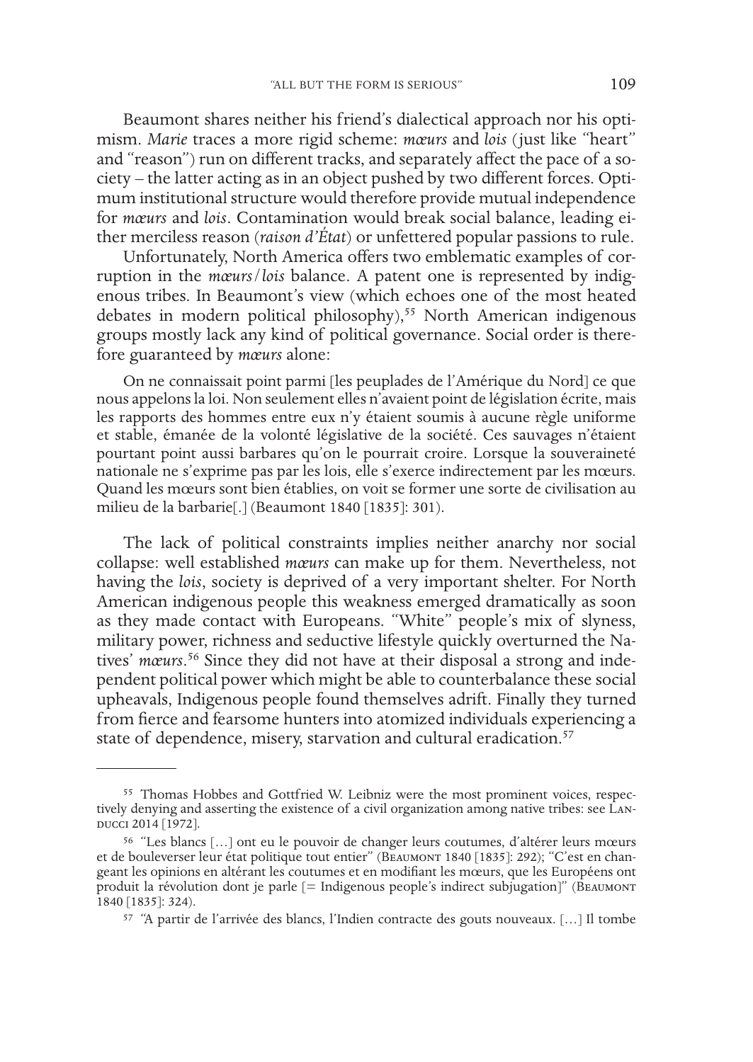Beaumont shares neither his friend's dialectical approach nor his optimism. *Marie* traces a more rigid scheme: *mœurs* and *lois* (just like "heart" and "reason") run on different tracks, and separately affect the pace of a society – the latter acting as in an object pushed by two different forces. Optimum institutional structure would therefore provide mutual independence for *mœurs* and *lois*. Contamination would break social balance, leading either merciless reason (*raison d'État*) or unfettered popular passions to rule.

Unfortunately, North America offers two emblematic examples of corruption in the *mœurs*/*lois* balance. A patent one is represented by indigenous tribes. In Beaumont's view (which echoes one of the most heated debates in modern political philosophy),[55] North American indigenous groups mostly lack any kind of political governance. Social order is therefore guaranteed by *mœurs* alone:

> On ne connaissait point parmi [les peuplades de l'Amérique du Nord] ce que nous appelons la loi. Non seulement elles n'avaient point de législation écrite, mais les rapports des hommes entre eux n'y étaient soumis à aucune règle uniforme et stable, émanée de la volonté législative de la société. Ces sauvages n'étaient pourtant point aussi barbares qu'on le pourrait croire. Lorsque la souveraineté nationale ne s'exprime pas par les lois, elle s'exerce indirectement par les mœurs. Quand les mœurs sont bien établies, on voit se former une sorte de civilisation au milieu de la barbarie[.] (Beaumont 1840 [1835]: 301).

The lack of political constraints implies neither anarchy nor social collapse: well established *mœurs* can make up for them. Nevertheless, not having the *lois*, society is deprived of a very important shelter. For North American indigenous people this weakness emerged dramatically as soon as they made contact with Europeans. "White" people's mix of slyness, military power, richness and seductive lifestyle quickly overturned the Natives' *mœurs*.[56] Since they did not have at their disposal a strong and independent political power which might be able to counterbalance these social upheavals, Indigenous people found themselves adrift. Finally they turned from fierce and fearsome hunters into atomized individuals experiencing a state of dependence, misery, starvation and cultural eradication.[57]

---

[55] Thomas Hobbes and Gottfried W. Leibniz were the most prominent voices, respectively denying and asserting the existence of a civil organization among native tribes: see Landucci 2014 [1972].

[56] "Les blancs […] ont eu le pouvoir de changer leurs coutumes, d'altérer leurs mœurs et de bouleverser leur état politique tout entier" (Beaumont 1840 [1835]: 292); "C'est en changeant les opinions en altérant les coutumes et en modifiant les mœurs, que les Européens ont produit la révolution dont je parle [= Indigenous people's indirect subjugation]" (Beaumont 1840 [1835]: 324).

[57] "A partir de l'arrivée des blancs, l'Indien contracte des gouts nouveaux. […] Il tombe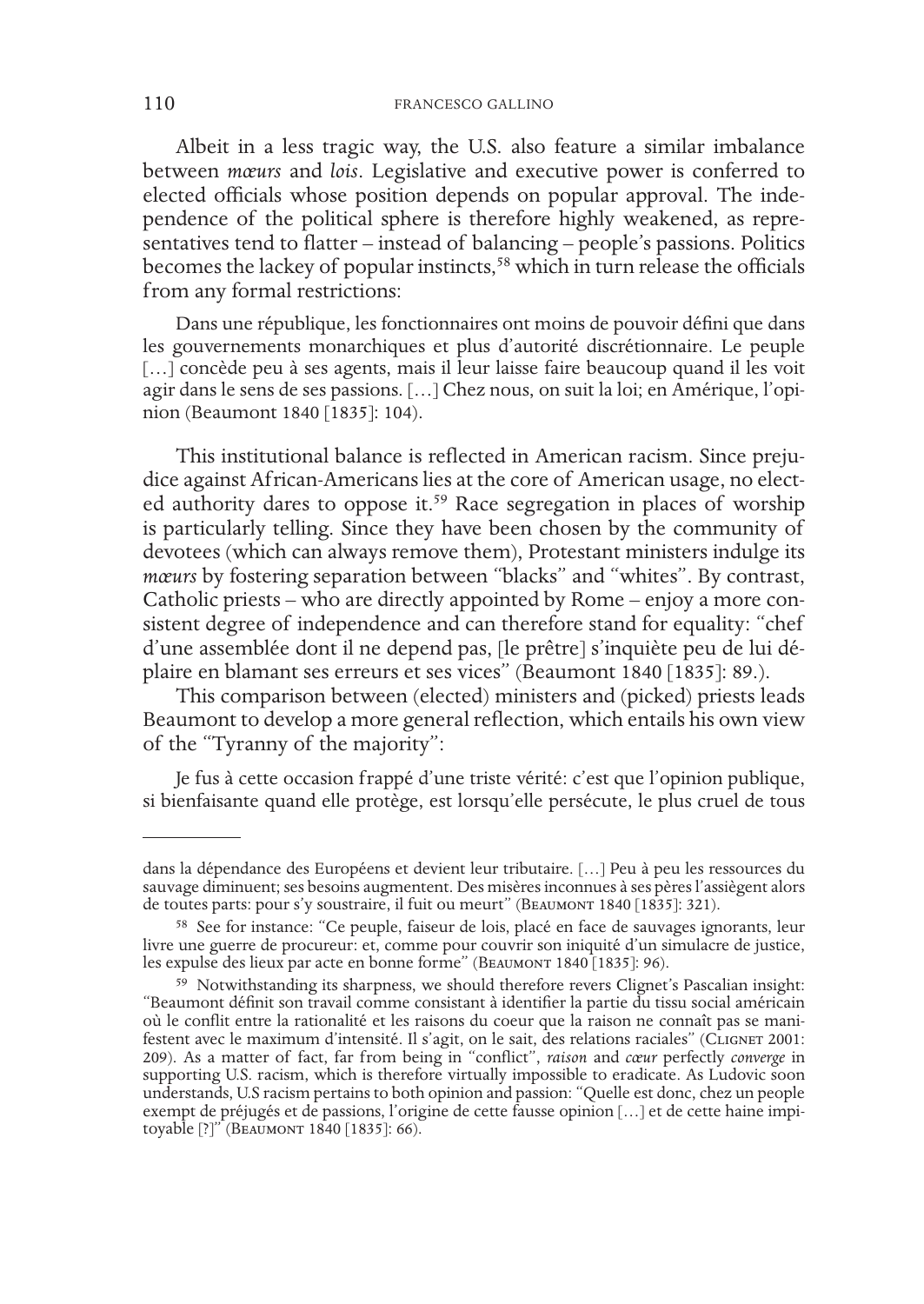Albeit in a less tragic way, the U.S. also feature a similar imbalance between *mœurs* and *lois*. Legislative and executive power is conferred to elected officials whose position depends on popular approval. The independence of the political sphere is therefore highly weakened, as representatives tend to flatter – instead of balancing – people's passions. Politics becomes the lackey of popular instincts,[58] which in turn release the officials from any formal restrictions:

> Dans une république, les fonctionnaires ont moins de pouvoir défini que dans les gouvernements monarchiques et plus d'autorité discrétionnaire. Le peuple […] concède peu à ses agents, mais il leur laisse faire beaucoup quand il les voit agir dans le sens de ses passions. […] Chez nous, on suit la loi; en Amérique, l'opinion (Beaumont 1840 [1835]: 104).

This institutional balance is reflected in American racism. Since prejudice against African-Americans lies at the core of American usage, no elected authority dares to oppose it.[59] Race segregation in places of worship is particularly telling. Since they have been chosen by the community of devotees (which can always remove them), Protestant ministers indulge its *mœurs* by fostering separation between "blacks" and "whites". By contrast, Catholic priests – who are directly appointed by Rome – enjoy a more consistent degree of independence and can therefore stand for equality: "chef d'une assemblée dont il ne depend pas, [le prêtre] s'inquiète peu de lui déplaire en blamant ses erreurs et ses vices" (Beaumont 1840 [1835]: 89.).

This comparison between (elected) ministers and (picked) priests leads Beaumont to develop a more general reflection, which entails his own view of the "Tyranny of the majority":

> Je fus à cette occasion frappé d'une triste vérité: c'est que l'opinion publique, si bienfaisante quand elle protège, est lorsqu'elle persécute, le plus cruel de tous

---

dans la dépendance des Européens et devient leur tributaire. […] Peu à peu les ressources du sauvage diminuent; ses besoins augmentent. Des misères inconnues à ses pères l'assiègent alors de toutes parts: pour s'y soustraire, il fuit ou meurt" (Beaumont 1840 [1835]: 321).

[58] See for instance: "Ce peuple, faiseur de lois, placé en face de sauvages ignorants, leur livre une guerre de procureur: et, comme pour couvrir son iniquité d'un simulacre de justice, les expulse des lieux par acte en bonne forme" (Beaumont 1840 [1835]: 96).

[59] Notwithstanding its sharpness, we should therefore revers Clignet's Pascalian insight: "Beaumont définit son travail comme consistant à identifier la partie du tissu social américain où le conflit entre la rationalité et les raisons du coeur que la raison ne connaît pas se manifestent avec le maximum d'intensité. Il s'agit, on le sait, des relations raciales" (Clignet 2001: 209). As a matter of fact, far from being in "conflict", *raison* and *cœur* perfectly *converge* in supporting U.S. racism, which is therefore virtually impossible to eradicate. As Ludovic soon understands, U.S racism pertains to both opinion and passion: "Quelle est donc, chez un people exempt de préjugés et de passions, l'origine de cette fausse opinion […] et de cette haine impitoyable [?]" (Beaumont 1840 [1835]: 66).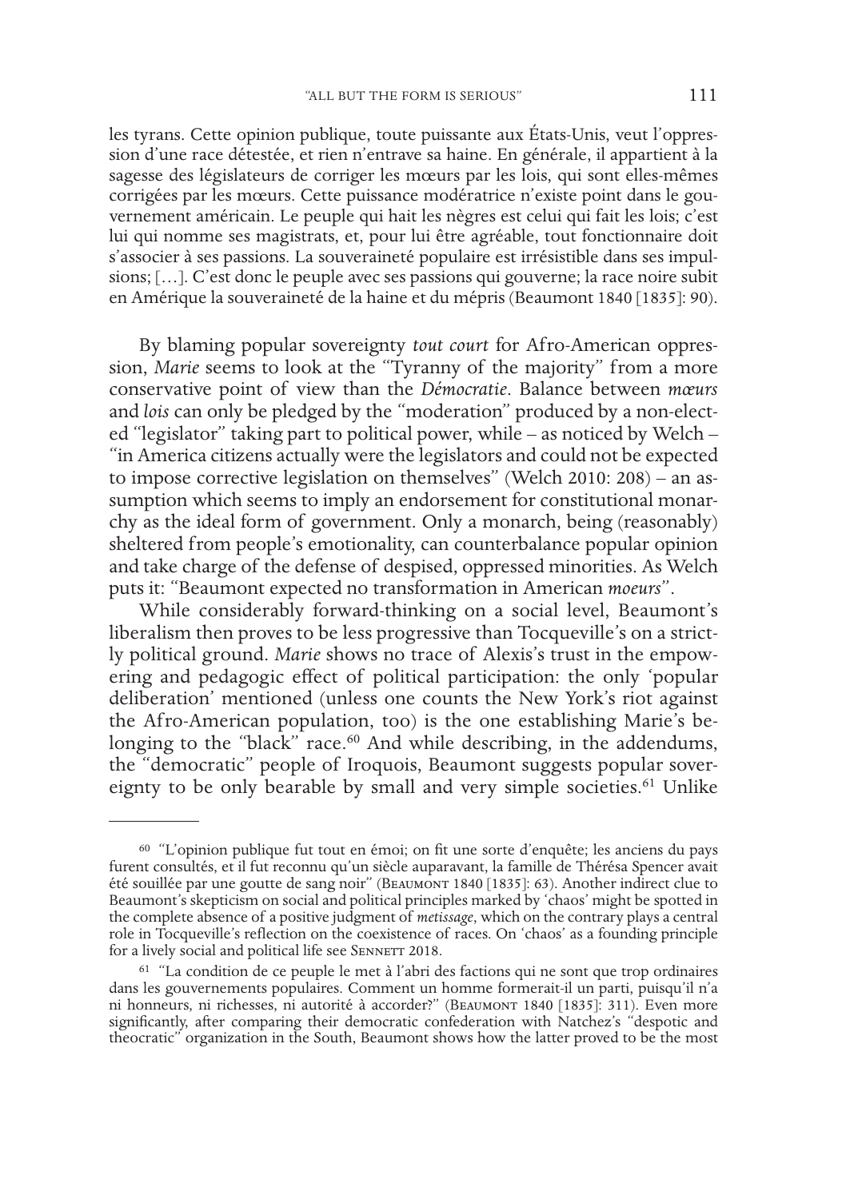les tyrans. Cette opinion publique, toute puissante aux États-Unis, veut l'oppression d'une race détestée, et rien n'entrave sa haine. En générale, il appartient à la sagesse des législateurs de corriger les mœurs par les lois, qui sont elles-mêmes corrigées par les mœurs. Cette puissance modératrice n'existe point dans le gouvernement américain. Le peuple qui hait les nègres est celui qui fait les lois; c'est lui qui nomme ses magistrats, et, pour lui être agréable, tout fonctionnaire doit s'associer à ses passions. La souveraineté populaire est irrésistible dans ses impulsions; […]. C'est donc le peuple avec ses passions qui gouverne; la race noire subit en Amérique la souveraineté de la haine et du mépris (Beaumont 1840 [1835]: 90).

By blaming popular sovereignty *tout court* for Afro-American oppression, *Marie* seems to look at the "Tyranny of the majority" from a more conservative point of view than the *Démocratie*. Balance between *mœurs* and *lois* can only be pledged by the "moderation" produced by a non-elected "legislator" taking part to political power, while – as noticed by Welch – "in America citizens actually were the legislators and could not be expected to impose corrective legislation on themselves" (Welch 2010: 208) – an assumption which seems to imply an endorsement for constitutional monarchy as the ideal form of government. Only a monarch, being (reasonably) sheltered from people's emotionality, can counterbalance popular opinion and take charge of the defense of despised, oppressed minorities. As Welch puts it: "Beaumont expected no transformation in American *moeurs*".

While considerably forward-thinking on a social level, Beaumont's liberalism then proves to be less progressive than Tocqueville's on a strictly political ground. *Marie* shows no trace of Alexis's trust in the empowering and pedagogic effect of political participation: the only 'popular deliberation' mentioned (unless one counts the New York's riot against the Afro-American population, too) is the one establishing Marie's belonging to the "black" race.[60] And while describing, in the addendums, the "democratic" people of Iroquois, Beaumont suggests popular sovereignty to be only bearable by small and very simple societies.[61] Unlike

[60] "L'opinion publique fut tout en émoi; on fit une sorte d'enquête; les anciens du pays furent consultés, et il fut reconnu qu'un siècle auparavant, la famille de Thérésa Spencer avait été souillée par une goutte de sang noir" (Beaumont 1840 [1835]: 63). Another indirect clue to Beaumont's skepticism on social and political principles marked by 'chaos' might be spotted in the complete absence of a positive judgment of *metissage*, which on the contrary plays a central role in Tocqueville's reflection on the coexistence of races. On 'chaos' as a founding principle for a lively social and political life see Sennett 2018.

[61] "La condition de ce peuple le met à l'abri des factions qui ne sont que trop ordinaires dans les gouvernements populaires. Comment un homme formerait-il un parti, puisqu'il n'a ni honneurs, ni richesses, ni autorité à accorder?" (Beaumont 1840 [1835]: 311). Even more significantly, after comparing their democratic confederation with Natchez's "despotic and theocratic" organization in the South, Beaumont shows how the latter proved to be the most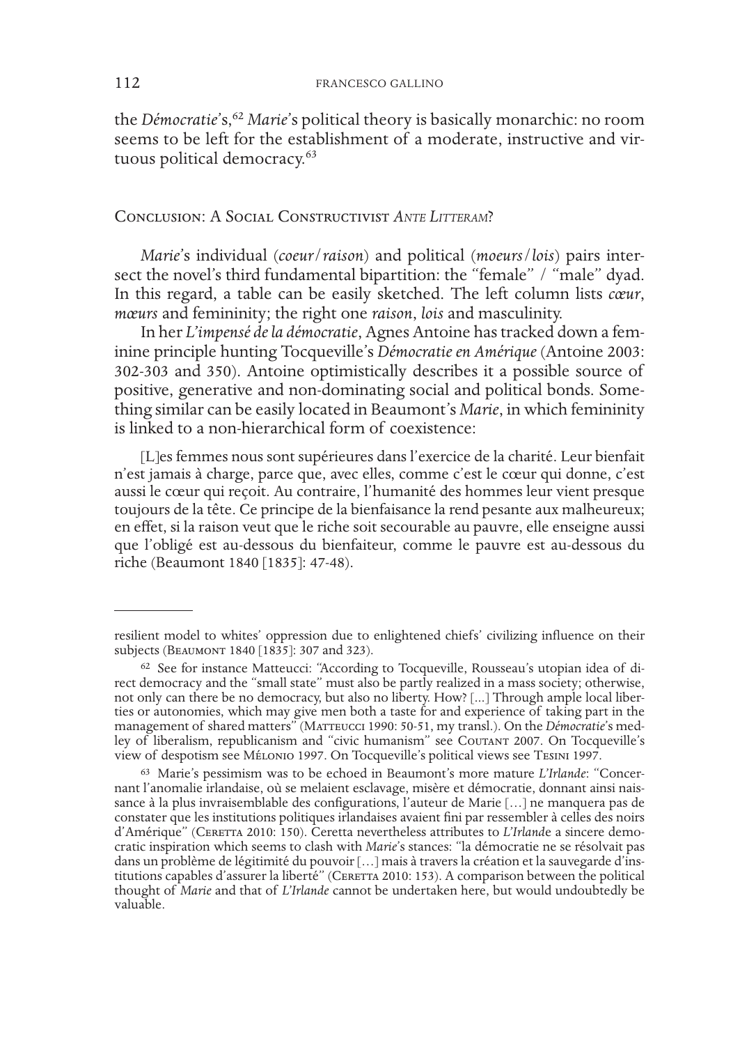the *Démocratie*'s,[62] *Marie*'s political theory is basically monarchic: no room seems to be left for the establishment of a moderate, instructive and virtuous political democracy.[63]

## Conclusion: A Social Constructivist *Ante Litteram*?

*Marie*'s individual (*coeur*/*raison*) and political (*moeurs*/*lois*) pairs intersect the novel's third fundamental bipartition: the "female" / "male" dyad. In this regard, a table can be easily sketched. The left column lists *cœur*, *mœurs* and femininity; the right one *raison*, *lois* and masculinity.

In her *L'impensé de la démocratie*, Agnes Antoine has tracked down a feminine principle hunting Tocqueville's *Démocratie en Amérique* (Antoine 2003: 302-303 and 350). Antoine optimistically describes it a possible source of positive, generative and non-dominating social and political bonds. Something similar can be easily located in Beaumont's *Marie*, in which femininity is linked to a non-hierarchical form of coexistence:

> [L]es femmes nous sont supérieures dans l'exercice de la charité. Leur bienfait n'est jamais à charge, parce que, avec elles, comme c'est le cœur qui donne, c'est aussi le cœur qui reçoit. Au contraire, l'humanité des hommes leur vient presque toujours de la tête. Ce principe de la bienfaisance la rend pesante aux malheureux; en effet, si la raison veut que le riche soit secourable au pauvre, elle enseigne aussi que l'obligé est au-dessous du bienfaiteur, comme le pauvre est au-dessous du riche (Beaumont 1840 [1835]: 47-48).

---

resilient model to whites' oppression due to enlightened chiefs' civilizing influence on their subjects (Beaumont 1840 [1835]: 307 and 323).

[62] See for instance Matteucci: "According to Tocqueville, Rousseau's utopian idea of direct democracy and the "small state" must also be partly realized in a mass society; otherwise, not only can there be no democracy, but also no liberty. How? [...] Through ample local liberties or autonomies, which may give men both a taste for and experience of taking part in the management of shared matters" (Matteucci 1990: 50-51, my transl.). On the *Démocratie*'s medley of liberalism, republicanism and "civic humanism" see Coutant 2007. On Tocqueville's view of despotism see Mélonio 1997. On Tocqueville's political views see Tesini 1997.

[63] Marie's pessimism was to be echoed in Beaumont's more mature *L'Irlande*: "Concernant l'anomalie irlandaise, où se melaient esclavage, misère et démocratie, donnant ainsi naissance à la plus invraisemblable des configurations, l'auteur de Marie […] ne manquera pas de constater que les institutions politiques irlandaises avaient fini par ressembler à celles des noirs d'Amérique" (Ceretta 2010: 150). Ceretta nevertheless attributes to *L'Irlande* a sincere democratic inspiration which seems to clash with *Marie*'s stances: "la démocratie ne se résolvait pas dans un problème de légitimité du pouvoir […] mais à travers la création et la sauvegarde d'institutions capables d'assurer la liberté" (Ceretta 2010: 153). A comparison between the political thought of *Marie* and that of *L'Irlande* cannot be undertaken here, but would undoubtedly be valuable.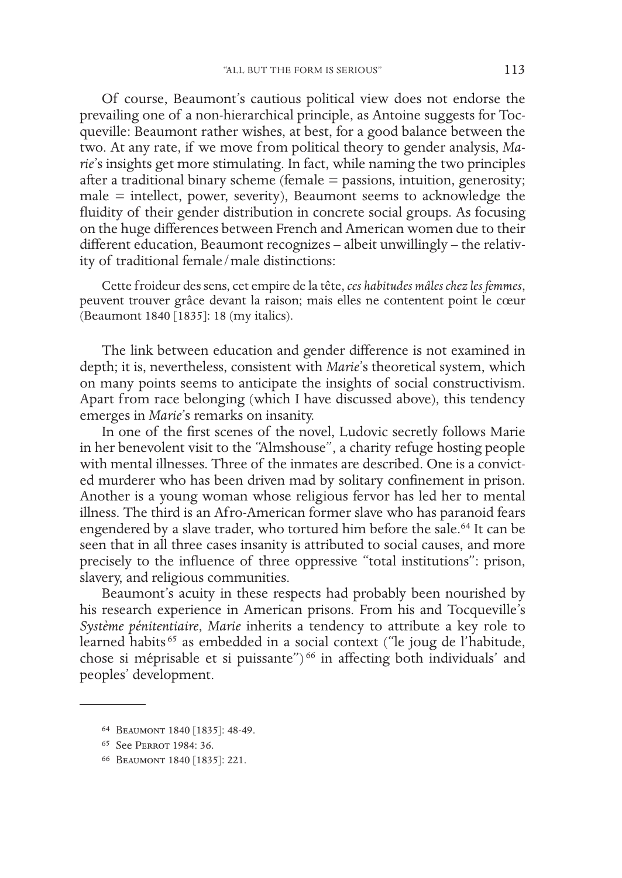Of course, Beaumont's cautious political view does not endorse the prevailing one of a non-hierarchical principle, as Antoine suggests for Tocqueville: Beaumont rather wishes, at best, for a good balance between the two. At any rate, if we move from political theory to gender analysis, *Marie*'s insights get more stimulating. In fact, while naming the two principles after a traditional binary scheme (female = passions, intuition, generosity; male = intellect, power, severity), Beaumont seems to acknowledge the fluidity of their gender distribution in concrete social groups. As focusing on the huge differences between French and American women due to their different education, Beaumont recognizes – albeit unwillingly – the relativity of traditional female/male distinctions:

> Cette froideur des sens, cet empire de la tête, *ces habitudes mâles chez les femmes*, peuvent trouver grâce devant la raison; mais elles ne contentent point le cœur (Beaumont 1840 [1835]: 18 (my italics).

The link between education and gender difference is not examined in depth; it is, nevertheless, consistent with *Marie*'s theoretical system, which on many points seems to anticipate the insights of social constructivism. Apart from race belonging (which I have discussed above), this tendency emerges in *Marie*'s remarks on insanity.

In one of the first scenes of the novel, Ludovic secretly follows Marie in her benevolent visit to the "Almshouse", a charity refuge hosting people with mental illnesses. Three of the inmates are described. One is a convicted murderer who has been driven mad by solitary confinement in prison. Another is a young woman whose religious fervor has led her to mental illness. The third is an Afro-American former slave who has paranoid fears engendered by a slave trader, who tortured him before the sale.[64] It can be seen that in all three cases insanity is attributed to social causes, and more precisely to the influence of three oppressive "total institutions": prison, slavery, and religious communities.

Beaumont's acuity in these respects had probably been nourished by his research experience in American prisons. From his and Tocqueville's *Système pénitentiaire*, *Marie* inherits a tendency to attribute a key role to learned habits[65] as embedded in a social context ("le joug de l'habitude, chose si méprisable et si puissante")[66] in affecting both individuals' and peoples' development.

---

[64] Beaumont 1840 [1835]: 48-49.

[65] See Perrot 1984: 36.

[66] Beaumont 1840 [1835]: 221.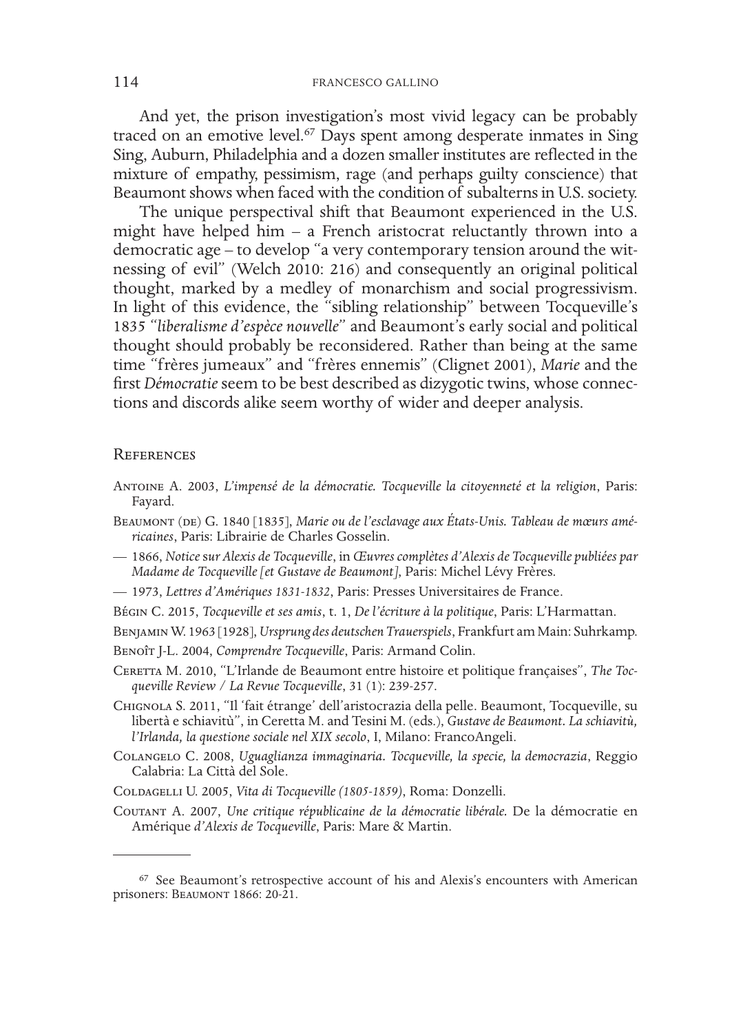And yet, the prison investigation's most vivid legacy can be probably traced on an emotive level.[67] Days spent among desperate inmates in Sing Sing, Auburn, Philadelphia and a dozen smaller institutes are reflected in the mixture of empathy, pessimism, rage (and perhaps guilty conscience) that Beaumont shows when faced with the condition of subalterns in U.S. society.

The unique perspectival shift that Beaumont experienced in the U.S. might have helped him – a French aristocrat reluctantly thrown into a democratic age – to develop "a very contemporary tension around the witnessing of evil" (Welch 2010: 216) and consequently an original political thought, marked by a medley of monarchism and social progressivism. In light of this evidence, the "sibling relationship" between Tocqueville's 1835 *"liberalisme d'espèce nouvelle"* and Beaumont's early social and political thought should probably be reconsidered. Rather than being at the same time "frères jumeaux" and "frères ennemis" (Clignet 2001), *Marie* and the first *Démocratie* seem to be best described as dizygotic twins, whose connections and discords alike seem worthy of wider and deeper analysis.

## References

Antoine A. 2003, *L'impensé de la démocratie. Tocqueville la citoyenneté et la religion*, Paris: Fayard.

Beaumont (de) G. 1840 [1835], *Marie ou de l'esclavage aux États-Unis. Tableau de mœurs américaines*, Paris: Librairie de Charles Gosselin.

— 1866, *Notice* sur *Alexis de Tocqueville*, in *Œuvres complètes d'Alexis de Tocqueville publiées par Madame de Tocqueville [et Gustave de Beaumont]*, Paris: Michel Lévy Frères.

— 1973, *Lettres d'Amériques 1831-1832*, Paris: Presses Universitaires de France.

Bégin C. 2015, *Tocqueville et ses amis*, t. 1, *De l'écriture à la politique*, Paris: L'Harmattan.

Benjamin W. 1963 [1928], *Ursprung des deutschen Trauerspiels*, Frankfurt am Main: Suhrkamp.

Benoît J-L. 2004, *Comprendre Tocqueville*, Paris: Armand Colin.

Ceretta M. 2010, "L'Irlande de Beaumont entre histoire et politique françaises", *The Tocqueville Review / La Revue Tocqueville*, 31 (1): 239-257.

Chignola S. 2011, "Il 'fait étrange' dell'aristocrazia della pelle. Beaumont, Tocqueville, su libertà e schiavitù", in Ceretta M. and Tesini M. (eds.), *Gustave de Beaumont. La schiavitù, l'Irlanda, la questione sociale nel XIX secolo*, I, Milano: FrancoAngeli.

Colangelo C. 2008, *Uguaglianza immaginaria. Tocqueville, la specie, la democrazia*, Reggio Calabria: La Città del Sole.

Coldagelli U. 2005, *Vita di Tocqueville (1805-1859)*, Roma: Donzelli.

Coutant A. 2007, *Une critique républicaine de la démocratie libérale.* De la démocratie en Amérique *d'Alexis de Tocqueville*, Paris: Mare & Martin.

[67] See Beaumont's retrospective account of his and Alexis's encounters with American prisoners: Beaumont 1866: 20-21.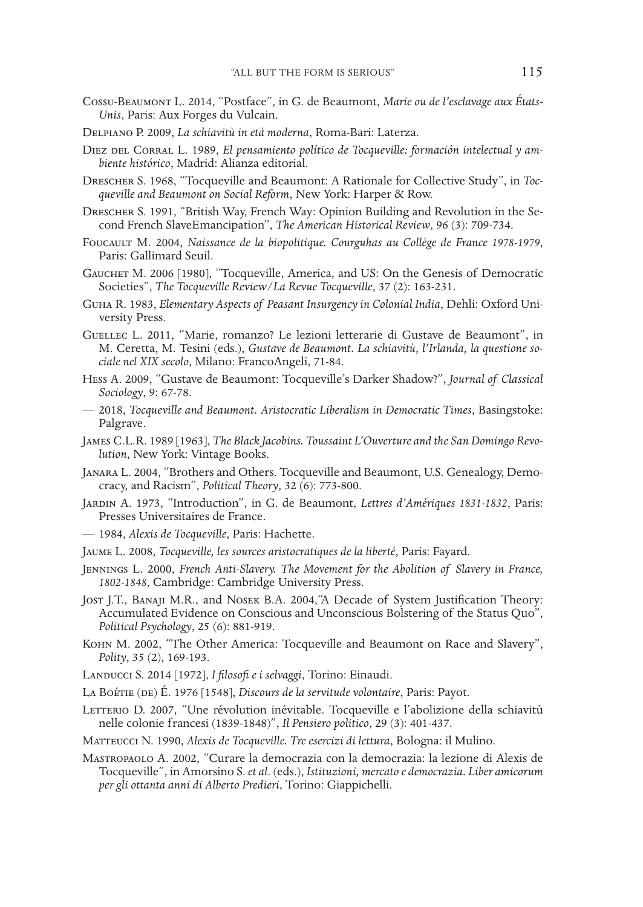Cossu-Beaumont L. 2014, "Postface", in G. de Beaumont, *Marie ou de l'esclavage aux États-Unis*, Paris: Aux Forges du Vulcain.

Delpiano P. 2009, *La schiavitù in età moderna*, Roma-Bari: Laterza.

Diez del Corral L. 1989, *El pensamiento político de Tocqueville: formación intelectual y ambiente histórico*, Madrid: Alianza editorial.

Drescher S. 1968, "Tocqueville and Beaumont: A Rationale for Collective Study", in *Tocqueville and Beaumont on Social Reform*, New York: Harper & Row.

Drescher S. 1991, "British Way, French Way: Opinion Building and Revolution in the Second French SlaveEmancipation", *The American Historical Review*, 96 (3): 709-734.

Foucault M. 2004, *Naissance de la biopolitique. Courguhas au Collège de France 1978-1979*, Paris: Gallimard Seuil.

Gauchet M. 2006 [1980], "Tocqueville, America, and US: On the Genesis of Democratic Societies", *The Tocqueville Review/La Revue Tocqueville*, 37 (2): 163-231.

Guha R. 1983, *Elementary Aspects of Peasant Insurgency in Colonial India*, Dehli: Oxford University Press.

Guellec L. 2011, "Marie, romanzo? Le lezioni letterarie di Gustave de Beaumont", in M. Ceretta, M. Tesini (eds.), *Gustave de Beaumont. La schiavitù, l'Irlanda, la questione sociale nel XIX secolo*, Milano: FrancoAngeli, 71-84.

Hess A. 2009, "Gustave de Beaumont: Tocqueville's Darker Shadow?", *Journal of Classical Sociology*, 9: 67-78.

— 2018, *Tocqueville and Beaumont. Aristocratic Liberalism in Democratic Times*, Basingstoke: Palgrave.

James C.L.R. 1989 [1963], *The Black Jacobins. Toussaint L'Ouverture and the San Domingo Revolution*, New York: Vintage Books.

Janara L. 2004, "Brothers and Others. Tocqueville and Beaumont, U.S. Genealogy, Democracy, and Racism", *Political Theory*, 32 (6): 773-800.

Jardin A. 1973, "Introduction", in G. de Beaumont, *Lettres d'Amériques 1831-1832*, Paris: Presses Universitaires de France.

— 1984, *Alexis de Tocqueville*, Paris: Hachette.

Jaume L. 2008, *Tocqueville, les sources aristocratiques de la liberté*, Paris: Fayard.

Jennings L. 2000, *French Anti-Slavery. The Movement for the Abolition of Slavery in France, 1802-1848*, Cambridge: Cambridge University Press.

Jost J.T., Banaji M.R., and Nosek B.A. 2004,"A Decade of System Justification Theory: Accumulated Evidence on Conscious and Unconscious Bolstering of the Status Quo", *Political Psychology*, 25 (6): 881-919.

Kohn M. 2002, "The Other America: Tocqueville and Beaumont on Race and Slavery", *Polity*, 35 (2), 169-193.

Landucci S. 2014 [1972], *I filosofi e i selvaggi*, Torino: Einaudi.

La Boétie (de) É. 1976 [1548], *Discours de la servitude volontaire*, Paris: Payot.

Letterio D. 2007, "Une révolution inévitable. Tocqueville e l'abolizione della schiavitù nelle colonie francesi (1839-1848)", *Il Pensiero politico*, 29 (3): 401-437.

Matteucci N. 1990, *Alexis de Tocqueville. Tre esercizi di lettura*, Bologna: il Mulino.

Mastropaolo A. 2002, "Curare la democrazia con la democrazia: la lezione di Alexis de Tocqueville", in Amorsino S. *et al*. (eds.), *Istituzioni, mercato e democrazia. Liber amicorum per gli ottanta anni di Alberto Predieri*, Torino: Giappichelli.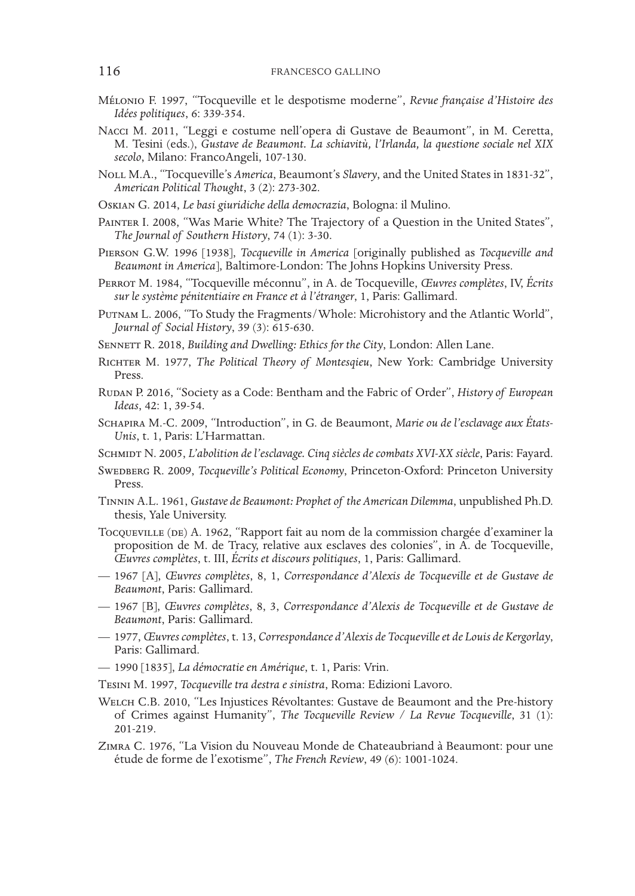Mélonio F. 1997, "Tocqueville et le despotisme moderne", *Revue française d'Histoire des Idées politiques*, 6: 339-354.

Nacci M. 2011, "Leggi e costume nell'opera di Gustave de Beaumont", in M. Ceretta, M. Tesini (eds.), *Gustave de Beaumont. La schiavitù, l'Irlanda, la questione sociale nel XIX secolo*, Milano: FrancoAngeli, 107-130.

Noll M.A., "Tocqueville's *America*, Beaumont's *Slavery*, and the United States in 1831-32", *American Political Thought*, 3 (2): 273-302.

Oskian G. 2014, *Le basi giuridiche della democrazia*, Bologna: il Mulino.

Painter I. 2008, "Was Marie White? The Trajectory of a Question in the United States", *The Journal of Southern History*, 74 (1): 3-30.

Pierson G.W. 1996 [1938], *Tocqueville in America* [originally published as *Tocqueville and Beaumont in America*], Baltimore-London: The Johns Hopkins University Press.

Perrot M. 1984, "Tocqueville méconnu", in A. de Tocqueville, *Œuvres complètes*, IV, *Écrits sur le système pénitentiaire en France et à l'étranger*, 1, Paris: Gallimard.

Putnam L. 2006, "To Study the Fragments/Whole: Microhistory and the Atlantic World", *Journal of Social History*, 39 (3): 615-630.

Sennett R. 2018, *Building and Dwelling: Ethics for the City*, London: Allen Lane.

Richter M. 1977, *The Political Theory of Montesqieu*, New York: Cambridge University Press.

Rudan P. 2016, "Society as a Code: Bentham and the Fabric of Order", *History of European Ideas*, 42: 1, 39-54.

Schapira M.-C. 2009, "Introduction", in G. de Beaumont, *Marie ou de l'esclavage aux États-Unis*, t. 1, Paris: L'Harmattan.

Schmidt N. 2005, *L'abolition de l'esclavage. Cinq siècles de combats XVI-XX siècle*, Paris: Fayard.

Swedberg R. 2009, *Tocqueville's Political Economy*, Princeton-Oxford: Princeton University Press.

Tinnin A.L. 1961, *Gustave de Beaumont: Prophet of the American Dilemma*, unpublished Ph.D. thesis, Yale University.

Tocqueville (de) A. 1962, "Rapport fait au nom de la commission chargée d'examiner la proposition de M. de Tracy, relative aux esclaves des colonies", in A. de Tocqueville, *Œuvres complètes*, t. III, *Écrits et discours politiques*, 1, Paris: Gallimard.

— 1967 [A], *Œuvres complètes*, 8, 1, *Correspondance d'Alexis de Tocqueville et de Gustave de Beaumont*, Paris: Gallimard.

— 1967 [B], *Œuvres complètes*, 8, 3, *Correspondance d'Alexis de Tocqueville et de Gustave de Beaumont*, Paris: Gallimard.

— 1977, *Œuvres complètes*, t. 13, *Correspondance d'Alexis de Tocqueville et de Louis de Kergorlay*, Paris: Gallimard.

— 1990 [1835], *La démocratie en Amérique*, t. 1, Paris: Vrin.

Tesini M. 1997, *Tocqueville tra destra e sinistra*, Roma: Edizioni Lavoro.

Welch C.B. 2010, "Les Injustices Révoltantes: Gustave de Beaumont and the Pre-history of Crimes against Humanity", *The Tocqueville Review / La Revue Tocqueville*, 31 (1): 201-219.

Zimra C. 1976, "La Vision du Nouveau Monde de Chateaubriand à Beaumont: pour une étude de forme de l'exotisme", *The French Review*, 49 (6): 1001-1024.